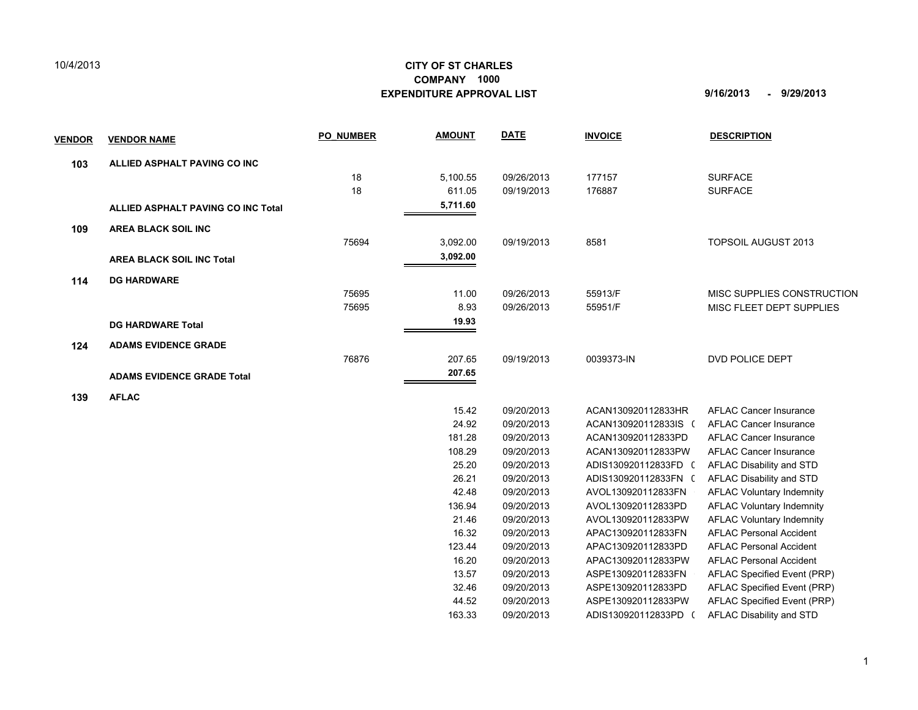10/4/2013

**CITY OF ST CHARLES**
**COMPANY 1000**
**EXPENDITURE APPROVAL LIST**

**9/16/2013 - 9/29/2013**

| VENDOR | VENDOR NAME | PO_NUMBER | AMOUNT | DATE | INVOICE | DESCRIPTION |
|---|---|---|---|---|---|---|
| **103** | **ALLIED ASPHALT PAVING CO INC** | | | | | |
| | | 18 | 5,100.55 | 09/26/2013 | 177157 | SURFACE |
| | | 18 | 611.05 | 09/19/2013 | 176887 | SURFACE |
| | **ALLIED ASPHALT PAVING CO INC Total** | | **5,711.60** | | | |
| **109** | **AREA BLACK SOIL INC** | | | | | |
| | | 75694 | 3,092.00 | 09/19/2013 | 8581 | TOPSOIL AUGUST 2013 |
| | **AREA BLACK SOIL INC Total** | | **3,092.00** | | | |
| **114** | **DG HARDWARE** | | | | | |
| | | 75695 | 11.00 | 09/26/2013 | 55913/F | MISC SUPPLIES CONSTRUCTION |
| | | 75695 | 8.93 | 09/26/2013 | 55951/F | MISC FLEET DEPT SUPPLIES |
| | **DG HARDWARE Total** | | **19.93** | | | |
| **124** | **ADAMS EVIDENCE GRADE** | | | | | |
| | | 76876 | 207.65 | 09/19/2013 | 0039373-IN | DVD POLICE DEPT |
| | **ADAMS EVIDENCE GRADE Total** | | **207.65** | | | |
| **139** | **AFLAC** | | | | | |
| | | | 15.42 | 09/20/2013 | ACAN130920112833HR | AFLAC Cancer Insurance |
| | | | 24.92 | 09/20/2013 | ACAN130920112833IS ( | AFLAC Cancer Insurance |
| | | | 181.28 | 09/20/2013 | ACAN130920112833PD | AFLAC Cancer Insurance |
| | | | 108.29 | 09/20/2013 | ACAN130920112833PW | AFLAC Cancer Insurance |
| | | | 25.20 | 09/20/2013 | ADIS130920112833FD ( | AFLAC Disability and STD |
| | | | 26.21 | 09/20/2013 | ADIS130920112833FN ( | AFLAC Disability and STD |
| | | | 42.48 | 09/20/2013 | AVOL130920112833FN | AFLAC Voluntary Indemnity |
| | | | 136.94 | 09/20/2013 | AVOL130920112833PD | AFLAC Voluntary Indemnity |
| | | | 21.46 | 09/20/2013 | AVOL130920112833PW | AFLAC Voluntary Indemnity |
| | | | 16.32 | 09/20/2013 | APAC130920112833FN | AFLAC Personal Accident |
| | | | 123.44 | 09/20/2013 | APAC130920112833PD | AFLAC Personal Accident |
| | | | 16.20 | 09/20/2013 | APAC130920112833PW | AFLAC Personal Accident |
| | | | 13.57 | 09/20/2013 | ASPE130920112833FN | AFLAC Specified Event (PRP) |
| | | | 32.46 | 09/20/2013 | ASPE130920112833PD | AFLAC Specified Event (PRP) |
| | | | 44.52 | 09/20/2013 | ASPE130920112833PW | AFLAC Specified Event (PRP) |
| | | | 163.33 | 09/20/2013 | ADIS130920112833PD ( | AFLAC Disability and STD |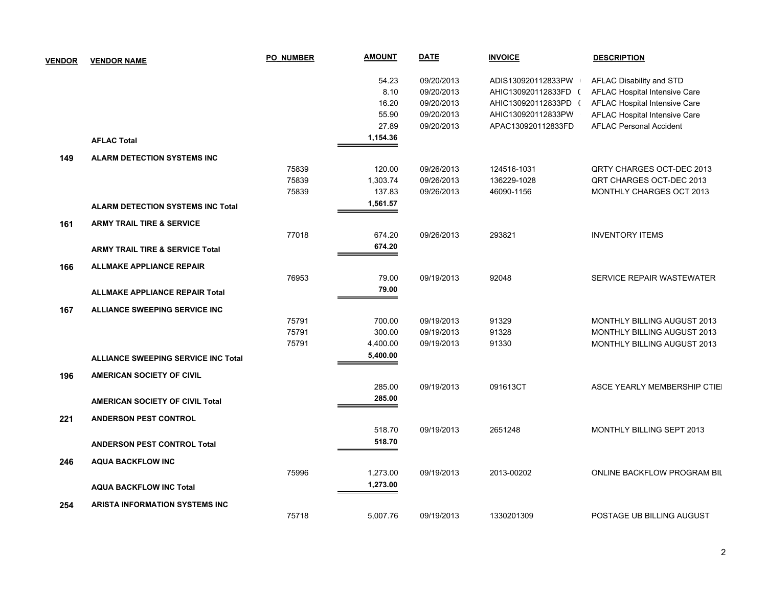| VENDOR | VENDOR NAME | PO_NUMBER | AMOUNT | DATE | INVOICE | DESCRIPTION |
|---|---|---|---|---|---|---|
| | | | 54.23 | 09/20/2013 | ADIS130920112833PW ( | AFLAC Disability and STD |
| | | | 8.10 | 09/20/2013 | AHIC130920112833FD ( | AFLAC Hospital Intensive Care |
| | | | 16.20 | 09/20/2013 | AHIC130920112833PD ( | AFLAC Hospital Intensive Care |
| | | | 55.90 | 09/20/2013 | AHIC130920112833PW | AFLAC Hospital Intensive Care |
| | | | 27.89 | 09/20/2013 | APAC130920112833FD | AFLAC Personal Accident |
| | **AFLAC Total** | | **1,154.36** | | | |
| **149** | **ALARM DETECTION SYSTEMS INC** | | | | | |
| | | 75839 | 120.00 | 09/26/2013 | 124516-1031 | QRTY CHARGES OCT-DEC 2013 |
| | | 75839 | 1,303.74 | 09/26/2013 | 136229-1028 | QRT CHARGES OCT-DEC 2013 |
| | | 75839 | 137.83 | 09/26/2013 | 46090-1156 | MONTHLY CHARGES OCT 2013 |
| | **ALARM DETECTION SYSTEMS INC Total** | | **1,561.57** | | | |
| **161** | **ARMY TRAIL TIRE & SERVICE** | | | | | |
| | | 77018 | 674.20 | 09/26/2013 | 293821 | INVENTORY ITEMS |
| | **ARMY TRAIL TIRE & SERVICE Total** | | **674.20** | | | |
| **166** | **ALLMAKE APPLIANCE REPAIR** | | | | | |
| | | 76953 | 79.00 | 09/19/2013 | 92048 | SERVICE REPAIR WASTEWATER |
| | **ALLMAKE APPLIANCE REPAIR Total** | | **79.00** | | | |
| **167** | **ALLIANCE SWEEPING SERVICE INC** | | | | | |
| | | 75791 | 700.00 | 09/19/2013 | 91329 | MONTHLY BILLING AUGUST 2013 |
| | | 75791 | 300.00 | 09/19/2013 | 91328 | MONTHLY BILLING AUGUST 2013 |
| | | 75791 | 4,400.00 | 09/19/2013 | 91330 | MONTHLY BILLING AUGUST 2013 |
| | **ALLIANCE SWEEPING SERVICE INC Total** | | **5,400.00** | | | |
| **196** | **AMERICAN SOCIETY OF CIVIL** | | | | | |
| | | | 285.00 | 09/19/2013 | 091613CT | ASCE YEARLY MEMBERSHIP CTIE |
| | **AMERICAN SOCIETY OF CIVIL Total** | | **285.00** | | | |
| **221** | **ANDERSON PEST CONTROL** | | | | | |
| | | | 518.70 | 09/19/2013 | 2651248 | MONTHLY BILLING SEPT 2013 |
| | **ANDERSON PEST CONTROL Total** | | **518.70** | | | |
| **246** | **AQUA BACKFLOW INC** | | | | | |
| | | 75996 | 1,273.00 | 09/19/2013 | 2013-00202 | ONLINE BACKFLOW PROGRAM BIL |
| | **AQUA BACKFLOW INC Total** | | **1,273.00** | | | |
| **254** | **ARISTA INFORMATION SYSTEMS INC** | | | | | |
| | | 75718 | 5,007.76 | 09/19/2013 | 1330201309 | POSTAGE UB BILLING AUGUST |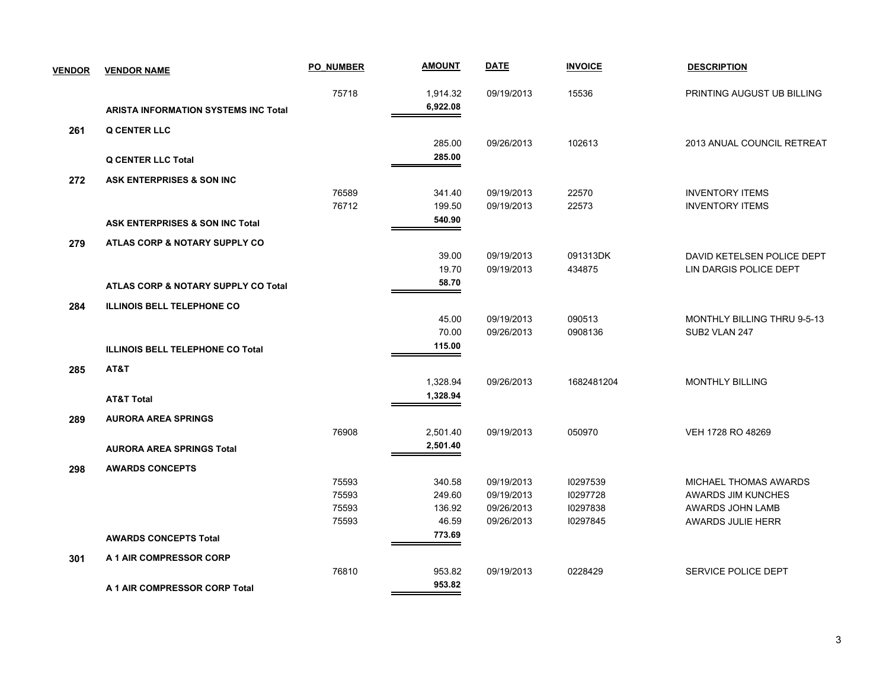| VENDOR | VENDOR NAME | PO_NUMBER | AMOUNT | DATE | INVOICE | DESCRIPTION |
|---|---|---|---|---|---|---|
| | | 75718 | 1,914.32 | 09/19/2013 | 15536 | PRINTING AUGUST UB BILLING |
| | **ARISTA INFORMATION SYSTEMS INC Total** | | **6,922.08** | | | |
| **261** | **Q CENTER LLC** | | | | | |
| | | | 285.00 | 09/26/2013 | 102613 | 2013 ANUAL COUNCIL RETREAT |
| | **Q CENTER LLC Total** | | **285.00** | | | |
| **272** | **ASK ENTERPRISES & SON INC** | | | | | |
| | | 76589 | 341.40 | 09/19/2013 | 22570 | INVENTORY ITEMS |
| | | 76712 | 199.50 | 09/19/2013 | 22573 | INVENTORY ITEMS |
| | **ASK ENTERPRISES & SON INC Total** | | **540.90** | | | |
| **279** | **ATLAS CORP & NOTARY SUPPLY CO** | | | | | |
| | | | 39.00 | 09/19/2013 | 091313DK | DAVID KETELSEN POLICE DEPT |
| | | | 19.70 | 09/19/2013 | 434875 | LIN DARGIS POLICE DEPT |
| | **ATLAS CORP & NOTARY SUPPLY CO Total** | | **58.70** | | | |
| **284** | **ILLINOIS BELL TELEPHONE CO** | | | | | |
| | | | 45.00 | 09/19/2013 | 090513 | MONTHLY BILLING THRU 9-5-13 |
| | | | 70.00 | 09/26/2013 | 0908136 | SUB2 VLAN 247 |
| | **ILLINOIS BELL TELEPHONE CO Total** | | **115.00** | | | |
| **285** | **AT&T** | | | | | |
| | | | 1,328.94 | 09/26/2013 | 1682481204 | MONTHLY BILLING |
| | **AT&T Total** | | **1,328.94** | | | |
| **289** | **AURORA AREA SPRINGS** | | | | | |
| | | 76908 | 2,501.40 | 09/19/2013 | 050970 | VEH 1728 RO 48269 |
| | **AURORA AREA SPRINGS Total** | | **2,501.40** | | | |
| **298** | **AWARDS CONCEPTS** | | | | | |
| | | 75593 | 340.58 | 09/19/2013 | I0297539 | MICHAEL THOMAS AWARDS |
| | | 75593 | 249.60 | 09/19/2013 | I0297728 | AWARDS JIM KUNCHES |
| | | 75593 | 136.92 | 09/26/2013 | I0297838 | AWARDS JOHN LAMB |
| | | 75593 | 46.59 | 09/26/2013 | I0297845 | AWARDS JULIE HERR |
| | **AWARDS CONCEPTS Total** | | **773.69** | | | |
| **301** | **A 1 AIR COMPRESSOR CORP** | | | | | |
| | | 76810 | 953.82 | 09/19/2013 | 0228429 | SERVICE POLICE DEPT |
| | **A 1 AIR COMPRESSOR CORP Total** | | **953.82** | | | |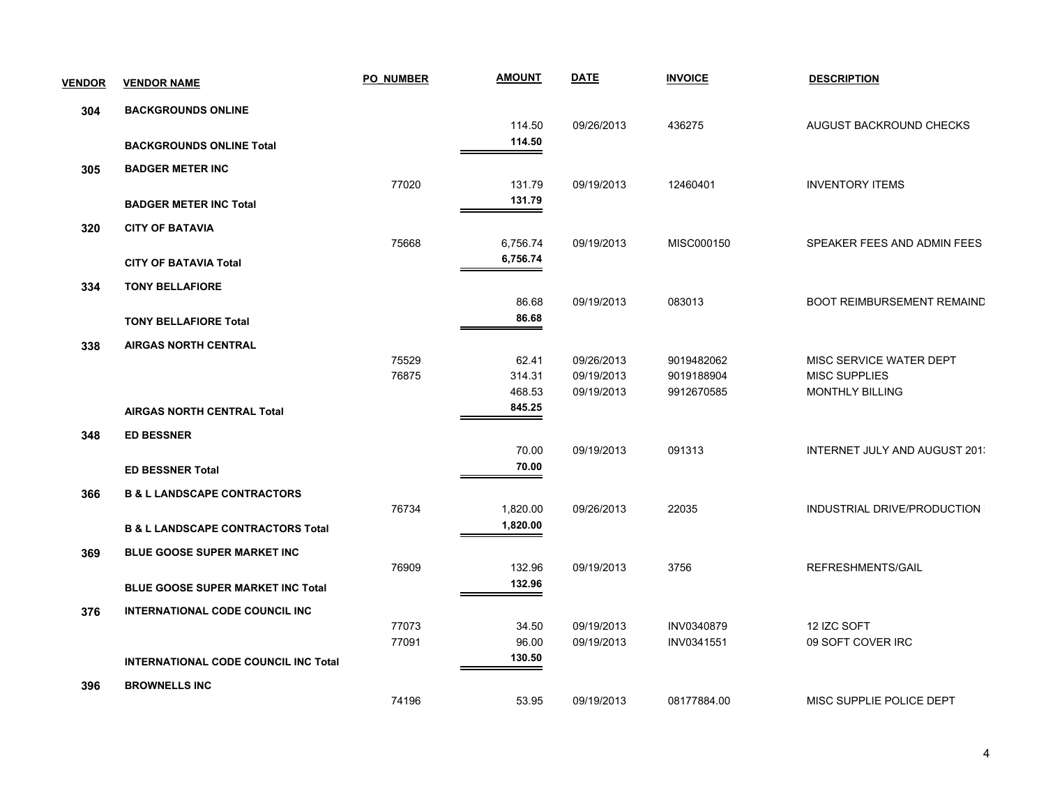| VENDOR | VENDOR NAME | PO_NUMBER | AMOUNT | DATE | INVOICE | DESCRIPTION |
|---|---|---|---|---|---|---|
| 304 | BACKGROUNDS ONLINE | | | | | |
| | | | 114.50 | 09/26/2013 | 436275 | AUGUST BACKROUND CHECKS |
| | **BACKGROUNDS ONLINE Total** | | **114.50** | | | |
| 305 | BADGER METER INC | | | | | |
| | | 77020 | 131.79 | 09/19/2013 | 12460401 | INVENTORY ITEMS |
| | **BADGER METER INC Total** | | **131.79** | | | |
| 320 | CITY OF BATAVIA | | | | | |
| | | 75668 | 6,756.74 | 09/19/2013 | MISC000150 | SPEAKER FEES AND ADMIN FEES |
| | **CITY OF BATAVIA Total** | | **6,756.74** | | | |
| 334 | TONY BELLAFIORE | | | | | |
| | | | 86.68 | 09/19/2013 | 083013 | BOOT REIMBURSEMENT REMAIND |
| | **TONY BELLAFIORE Total** | | **86.68** | | | |
| 338 | AIRGAS NORTH CENTRAL | | | | | |
| | | 75529 | 62.41 | 09/26/2013 | 9019482062 | MISC SERVICE WATER DEPT |
| | | 76875 | 314.31 | 09/19/2013 | 9019188904 | MISC SUPPLIES |
| | | | 468.53 | 09/19/2013 | 9912670585 | MONTHLY BILLING |
| | **AIRGAS NORTH CENTRAL Total** | | **845.25** | | | |
| 348 | ED BESSNER | | | | | |
| | | | 70.00 | 09/19/2013 | 091313 | INTERNET JULY AND AUGUST 201 |
| | **ED BESSNER Total** | | **70.00** | | | |
| 366 | B & L LANDSCAPE CONTRACTORS | | | | | |
| | | 76734 | 1,820.00 | 09/26/2013 | 22035 | INDUSTRIAL DRIVE/PRODUCTION |
| | **B & L LANDSCAPE CONTRACTORS Total** | | **1,820.00** | | | |
| 369 | BLUE GOOSE SUPER MARKET INC | | | | | |
| | | 76909 | 132.96 | 09/19/2013 | 3756 | REFRESHMENTS/GAIL |
| | **BLUE GOOSE SUPER MARKET INC Total** | | **132.96** | | | |
| 376 | INTERNATIONAL CODE COUNCIL INC | | | | | |
| | | 77073 | 34.50 | 09/19/2013 | INV0340879 | 12 IZC SOFT |
| | | 77091 | 96.00 | 09/19/2013 | INV0341551 | 09 SOFT COVER IRC |
| | **INTERNATIONAL CODE COUNCIL INC Total** | | **130.50** | | | |
| 396 | BROWNELLS INC | | | | | |
| | | 74196 | 53.95 | 09/19/2013 | 08177884.00 | MISC SUPPLIE POLICE DEPT |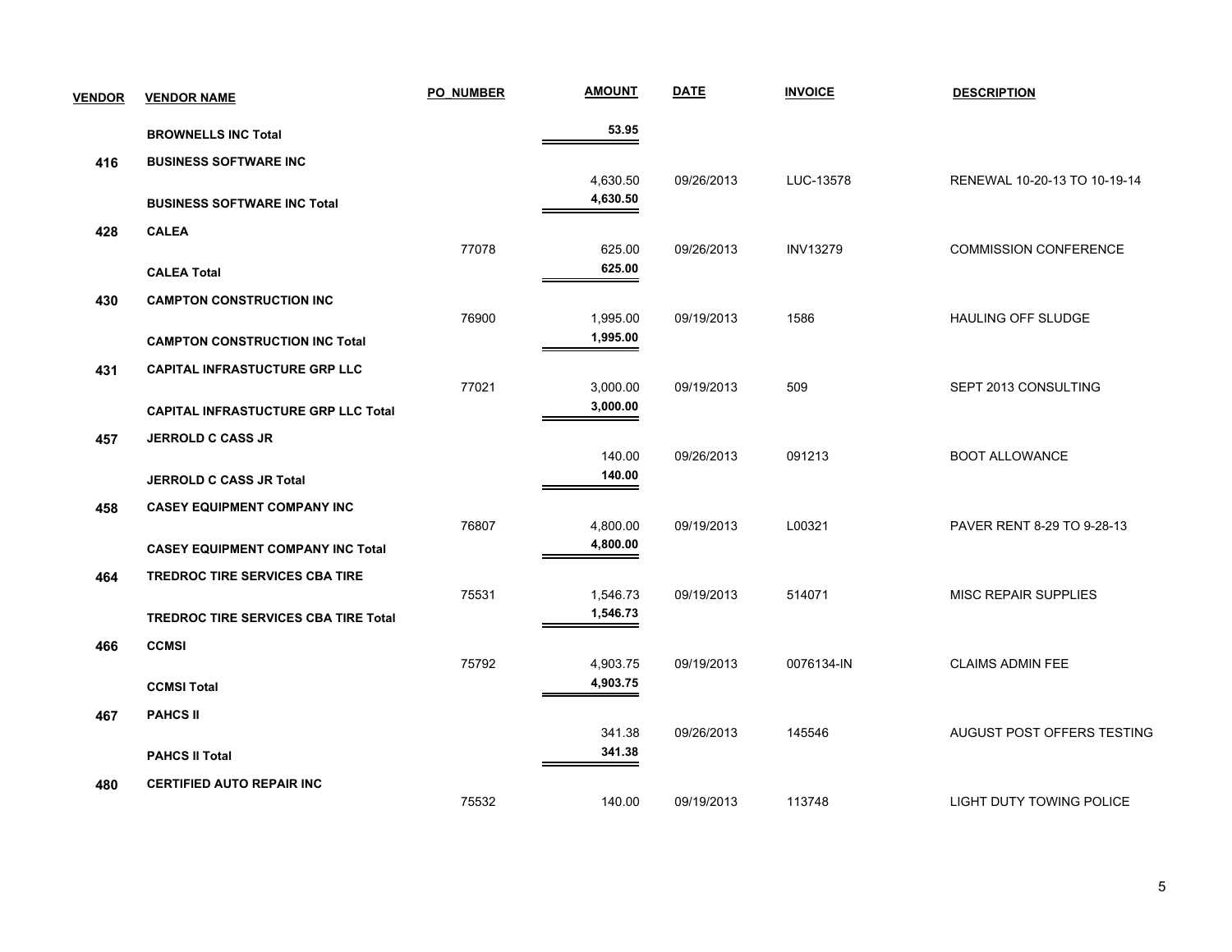| VENDOR | VENDOR NAME | PO_NUMBER | AMOUNT | DATE | INVOICE | DESCRIPTION |
|---|---|---|---|---|---|---|
| | **BROWNELLS INC Total** | | **53.95** | | | |
| **416** | **BUSINESS SOFTWARE INC** | | | | | |
| | | | 4,630.50 | 09/26/2013 | LUC-13578 | RENEWAL 10-20-13 TO 10-19-14 |
| | **BUSINESS SOFTWARE INC Total** | | **4,630.50** | | | |
| **428** | **CALEA** | | | | | |
| | | 77078 | 625.00 | 09/26/2013 | INV13279 | COMMISSION CONFERENCE |
| | **CALEA Total** | | **625.00** | | | |
| **430** | **CAMPTON CONSTRUCTION INC** | | | | | |
| | | 76900 | 1,995.00 | 09/19/2013 | 1586 | HAULING OFF SLUDGE |
| | **CAMPTON CONSTRUCTION INC Total** | | **1,995.00** | | | |
| **431** | **CAPITAL INFRASTUCTURE GRP LLC** | | | | | |
| | | 77021 | 3,000.00 | 09/19/2013 | 509 | SEPT 2013 CONSULTING |
| | **CAPITAL INFRASTUCTURE GRP LLC Total** | | **3,000.00** | | | |
| **457** | **JERROLD C CASS JR** | | | | | |
| | | | 140.00 | 09/26/2013 | 091213 | BOOT ALLOWANCE |
| | **JERROLD C CASS JR Total** | | **140.00** | | | |
| **458** | **CASEY EQUIPMENT COMPANY INC** | | | | | |
| | | 76807 | 4,800.00 | 09/19/2013 | L00321 | PAVER RENT 8-29 TO 9-28-13 |
| | **CASEY EQUIPMENT COMPANY INC Total** | | **4,800.00** | | | |
| **464** | **TREDROC TIRE SERVICES CBA TIRE** | | | | | |
| | | 75531 | 1,546.73 | 09/19/2013 | 514071 | MISC REPAIR SUPPLIES |
| | **TREDROC TIRE SERVICES CBA TIRE Total** | | **1,546.73** | | | |
| **466** | **CCMSI** | | | | | |
| | | 75792 | 4,903.75 | 09/19/2013 | 0076134-IN | CLAIMS ADMIN FEE |
| | **CCMSI Total** | | **4,903.75** | | | |
| **467** | **PAHCS II** | | | | | |
| | | | 341.38 | 09/26/2013 | 145546 | AUGUST POST OFFERS TESTING |
| | **PAHCS II Total** | | **341.38** | | | |
| **480** | **CERTIFIED AUTO REPAIR INC** | | | | | |
| | | 75532 | 140.00 | 09/19/2013 | 113748 | LIGHT DUTY TOWING POLICE |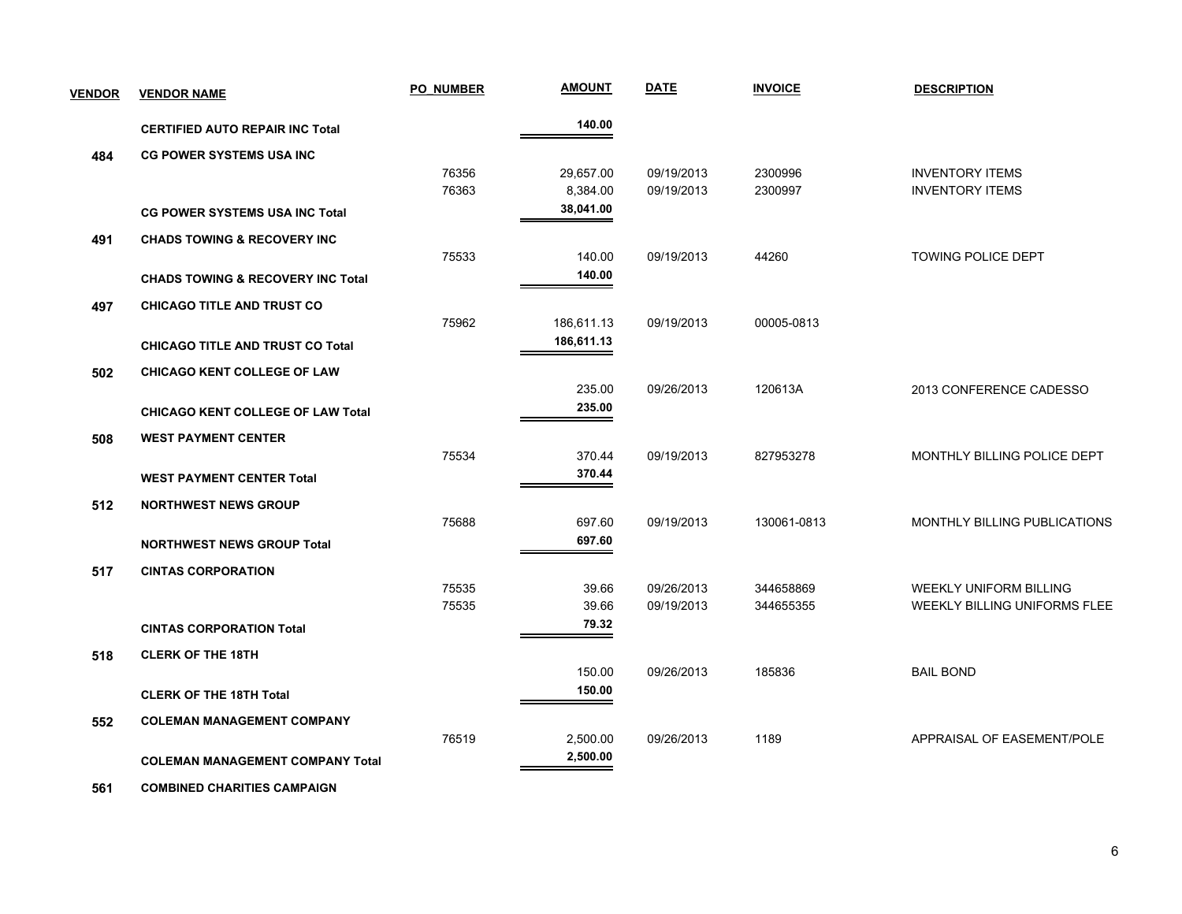| VENDOR | VENDOR NAME | PO_NUMBER | AMOUNT | DATE | INVOICE | DESCRIPTION |
|---|---|---|---|---|---|---|
| | **CERTIFIED AUTO REPAIR INC Total** | | **140.00** | | | |
| **484** | **CG POWER SYSTEMS USA INC** | | | | | |
| | | 76356 | 29,657.00 | 09/19/2013 | 2300996 | INVENTORY ITEMS |
| | | 76363 | 8,384.00 | 09/19/2013 | 2300997 | INVENTORY ITEMS |
| | **CG POWER SYSTEMS USA INC Total** | | **38,041.00** | | | |
| **491** | **CHADS TOWING & RECOVERY INC** | | | | | |
| | | 75533 | 140.00 | 09/19/2013 | 44260 | TOWING POLICE DEPT |
| | **CHADS TOWING & RECOVERY INC Total** | | **140.00** | | | |
| **497** | **CHICAGO TITLE AND TRUST CO** | | | | | |
| | | 75962 | 186,611.13 | 09/19/2013 | 00005-0813 | |
| | **CHICAGO TITLE AND TRUST CO Total** | | **186,611.13** | | | |
| **502** | **CHICAGO KENT COLLEGE OF LAW** | | | | | |
| | | | 235.00 | 09/26/2013 | 120613A | 2013 CONFERENCE CADESSO |
| | **CHICAGO KENT COLLEGE OF LAW Total** | | **235.00** | | | |
| **508** | **WEST PAYMENT CENTER** | | | | | |
| | | 75534 | 370.44 | 09/19/2013 | 827953278 | MONTHLY BILLING POLICE DEPT |
| | **WEST PAYMENT CENTER Total** | | **370.44** | | | |
| **512** | **NORTHWEST NEWS GROUP** | | | | | |
| | | 75688 | 697.60 | 09/19/2013 | 130061-0813 | MONTHLY BILLING PUBLICATIONS |
| | **NORTHWEST NEWS GROUP Total** | | **697.60** | | | |
| **517** | **CINTAS CORPORATION** | | | | | |
| | | 75535 | 39.66 | 09/26/2013 | 344658869 | WEEKLY UNIFORM BILLING |
| | | 75535 | 39.66 | 09/19/2013 | 344655355 | WEEKLY BILLING UNIFORMS FLEE |
| | **CINTAS CORPORATION Total** | | **79.32** | | | |
| **518** | **CLERK OF THE 18TH** | | | | | |
| | | | 150.00 | 09/26/2013 | 185836 | BAIL BOND |
| | **CLERK OF THE 18TH Total** | | **150.00** | | | |
| **552** | **COLEMAN MANAGEMENT COMPANY** | | | | | |
| | | 76519 | 2,500.00 | 09/26/2013 | 1189 | APPRAISAL OF EASEMENT/POLE |
| | **COLEMAN MANAGEMENT COMPANY Total** | | **2,500.00** | | | |
| **561** | **COMBINED CHARITIES CAMPAIGN** | | | | | |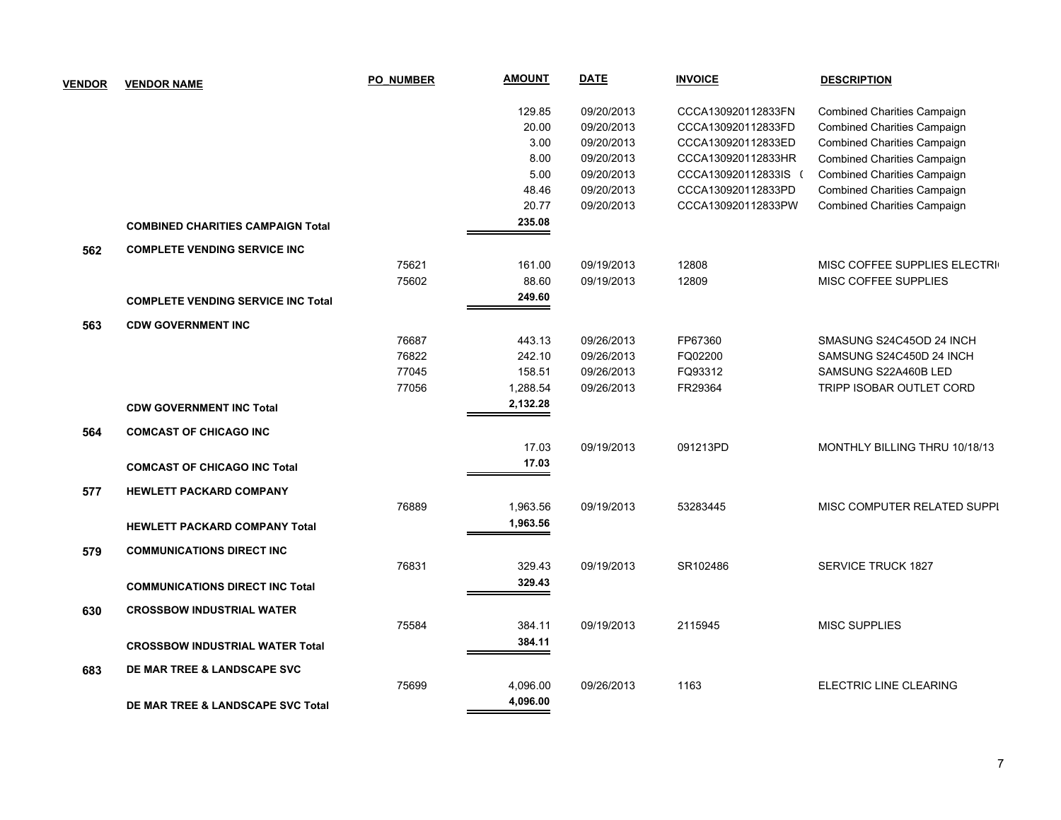| VENDOR | VENDOR NAME | PO_NUMBER | AMOUNT | DATE | INVOICE | DESCRIPTION |
|---|---|---|---|---|---|---|
| | | | 129.85 | 09/20/2013 | CCCA130920112833FN | Combined Charities Campaign |
| | | | 20.00 | 09/20/2013 | CCCA130920112833FD | Combined Charities Campaign |
| | | | 3.00 | 09/20/2013 | CCCA130920112833ED | Combined Charities Campaign |
| | | | 8.00 | 09/20/2013 | CCCA130920112833HR | Combined Charities Campaign |
| | | | 5.00 | 09/20/2013 | CCCA130920112833IS ( | Combined Charities Campaign |
| | | | 48.46 | 09/20/2013 | CCCA130920112833PD | Combined Charities Campaign |
| | | | 20.77 | 09/20/2013 | CCCA130920112833PW | Combined Charities Campaign |
| | **COMBINED CHARITIES CAMPAIGN Total** | | **235.08** | | | |
| **562** | **COMPLETE VENDING SERVICE INC** | | | | | |
| | | 75621 | 161.00 | 09/19/2013 | 12808 | MISC COFFEE SUPPLIES ELECTRI |
| | | 75602 | 88.60 | 09/19/2013 | 12809 | MISC COFFEE SUPPLIES |
| | **COMPLETE VENDING SERVICE INC Total** | | **249.60** | | | |
| **563** | **CDW GOVERNMENT INC** | | | | | |
| | | 76687 | 443.13 | 09/26/2013 | FP67360 | SMASUNG S24C45OD 24 INCH |
| | | 76822 | 242.10 | 09/26/2013 | FQ02200 | SAMSUNG S24C450D 24 INCH |
| | | 77045 | 158.51 | 09/26/2013 | FQ93312 | SAMSUNG S22A460B LED |
| | | 77056 | 1,288.54 | 09/26/2013 | FR29364 | TRIPP ISOBAR OUTLET CORD |
| | **CDW GOVERNMENT INC Total** | | **2,132.28** | | | |
| **564** | **COMCAST OF CHICAGO INC** | | | | | |
| | | | 17.03 | 09/19/2013 | 091213PD | MONTHLY BILLING THRU 10/18/13 |
| | **COMCAST OF CHICAGO INC Total** | | **17.03** | | | |
| **577** | **HEWLETT PACKARD COMPANY** | | | | | |
| | | 76889 | 1,963.56 | 09/19/2013 | 53283445 | MISC COMPUTER RELATED SUPPL |
| | **HEWLETT PACKARD COMPANY Total** | | **1,963.56** | | | |
| **579** | **COMMUNICATIONS DIRECT INC** | | | | | |
| | | 76831 | 329.43 | 09/19/2013 | SR102486 | SERVICE TRUCK 1827 |
| | **COMMUNICATIONS DIRECT INC Total** | | **329.43** | | | |
| **630** | **CROSSBOW INDUSTRIAL WATER** | | | | | |
| | | 75584 | 384.11 | 09/19/2013 | 2115945 | MISC SUPPLIES |
| | **CROSSBOW INDUSTRIAL WATER Total** | | **384.11** | | | |
| **683** | **DE MAR TREE & LANDSCAPE SVC** | | | | | |
| | | 75699 | 4,096.00 | 09/26/2013 | 1163 | ELECTRIC LINE CLEARING |
| | **DE MAR TREE & LANDSCAPE SVC Total** | | **4,096.00** | | | |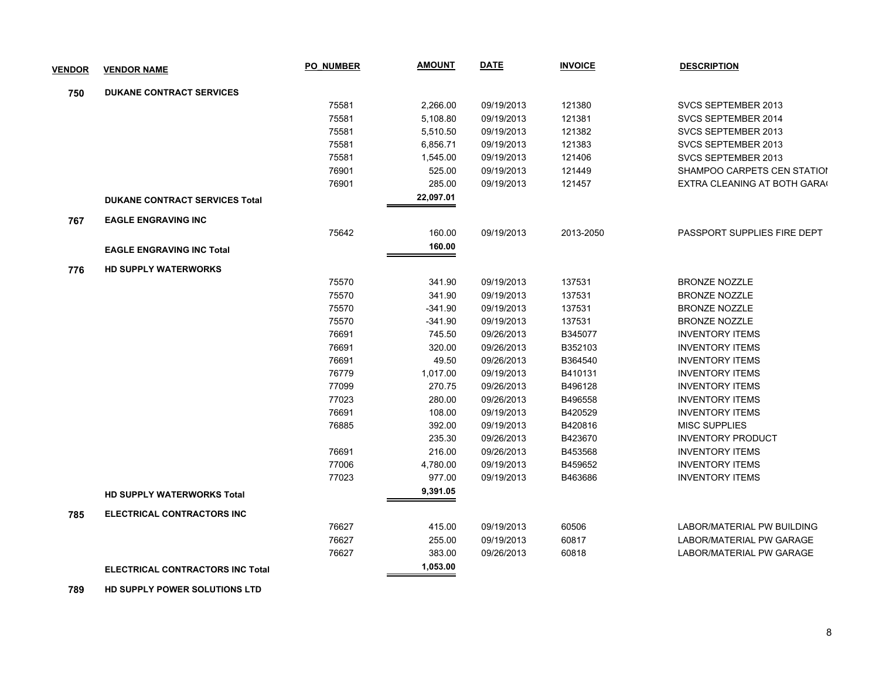| VENDOR | VENDOR NAME | PO_NUMBER | AMOUNT | DATE | INVOICE | DESCRIPTION |
|---|---|---|---|---|---|---|
| 750 | DUKANE CONTRACT SERVICES | | | | | |
| | | 75581 | 2,266.00 | 09/19/2013 | 121380 | SVCS SEPTEMBER 2013 |
| | | 75581 | 5,108.80 | 09/19/2013 | 121381 | SVCS SEPTEMBER 2014 |
| | | 75581 | 5,510.50 | 09/19/2013 | 121382 | SVCS SEPTEMBER 2013 |
| | | 75581 | 6,856.71 | 09/19/2013 | 121383 | SVCS SEPTEMBER 2013 |
| | | 75581 | 1,545.00 | 09/19/2013 | 121406 | SVCS SEPTEMBER 2013 |
| | | 76901 | 525.00 | 09/19/2013 | 121449 | SHAMPOO CARPETS CEN STATIOI |
| | | 76901 | 285.00 | 09/19/2013 | 121457 | EXTRA CLEANING AT BOTH GARA( |
| | DUKANE CONTRACT SERVICES Total | | 22,097.01 | | | |
| 767 | EAGLE ENGRAVING INC | | | | | |
| | | 75642 | 160.00 | 09/19/2013 | 2013-2050 | PASSPORT SUPPLIES FIRE DEPT |
| | EAGLE ENGRAVING INC Total | | 160.00 | | | |
| 776 | HD SUPPLY WATERWORKS | | | | | |
| | | 75570 | 341.90 | 09/19/2013 | 137531 | BRONZE NOZZLE |
| | | 75570 | 341.90 | 09/19/2013 | 137531 | BRONZE NOZZLE |
| | | 75570 | -341.90 | 09/19/2013 | 137531 | BRONZE NOZZLE |
| | | 75570 | -341.90 | 09/19/2013 | 137531 | BRONZE NOZZLE |
| | | 76691 | 745.50 | 09/26/2013 | B345077 | INVENTORY ITEMS |
| | | 76691 | 320.00 | 09/26/2013 | B352103 | INVENTORY ITEMS |
| | | 76691 | 49.50 | 09/26/2013 | B364540 | INVENTORY ITEMS |
| | | 76779 | 1,017.00 | 09/19/2013 | B410131 | INVENTORY ITEMS |
| | | 77099 | 270.75 | 09/26/2013 | B496128 | INVENTORY ITEMS |
| | | 77023 | 280.00 | 09/26/2013 | B496558 | INVENTORY ITEMS |
| | | 76691 | 108.00 | 09/19/2013 | B420529 | INVENTORY ITEMS |
| | | 76885 | 392.00 | 09/19/2013 | B420816 | MISC SUPPLIES |
| | | | 235.30 | 09/26/2013 | B423670 | INVENTORY PRODUCT |
| | | 76691 | 216.00 | 09/26/2013 | B453568 | INVENTORY ITEMS |
| | | 77006 | 4,780.00 | 09/19/2013 | B459652 | INVENTORY ITEMS |
| | | 77023 | 977.00 | 09/19/2013 | B463686 | INVENTORY ITEMS |
| | HD SUPPLY WATERWORKS Total | | 9,391.05 | | | |
| 785 | ELECTRICAL CONTRACTORS INC | | | | | |
| | | 76627 | 415.00 | 09/19/2013 | 60506 | LABOR/MATERIAL PW BUILDING |
| | | 76627 | 255.00 | 09/19/2013 | 60817 | LABOR/MATERIAL PW GARAGE |
| | | 76627 | 383.00 | 09/26/2013 | 60818 | LABOR/MATERIAL PW GARAGE |
| | ELECTRICAL CONTRACTORS INC Total | | 1,053.00 | | | |
| 789 | HD SUPPLY POWER SOLUTIONS LTD | | | | | |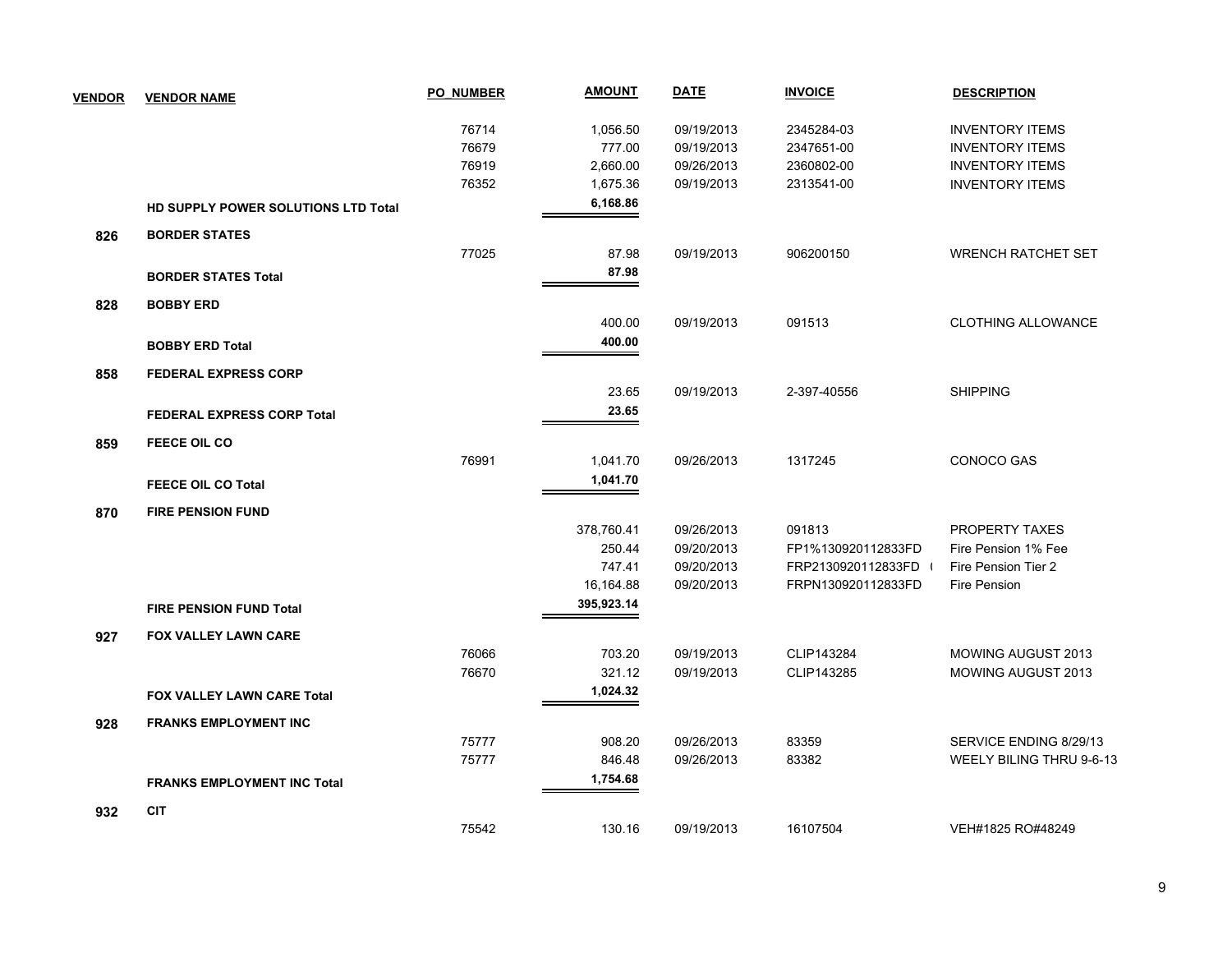| VENDOR | VENDOR NAME | PO_NUMBER | AMOUNT | DATE | INVOICE | DESCRIPTION |
|---|---|---|---|---|---|---|
| | | 76714 | 1,056.50 | 09/19/2013 | 2345284-03 | INVENTORY ITEMS |
| | | 76679 | 777.00 | 09/19/2013 | 2347651-00 | INVENTORY ITEMS |
| | | 76919 | 2,660.00 | 09/26/2013 | 2360802-00 | INVENTORY ITEMS |
| | | 76352 | 1,675.36 | 09/19/2013 | 2313541-00 | INVENTORY ITEMS |
| | **HD SUPPLY POWER SOLUTIONS LTD Total** | | **6,168.86** | | | |
| **826** | **BORDER STATES** | | | | | |
| | | 77025 | 87.98 | 09/19/2013 | 906200150 | WRENCH RATCHET SET |
| | **BORDER STATES Total** | | **87.98** | | | |
| **828** | **BOBBY ERD** | | | | | |
| | | | 400.00 | 09/19/2013 | 091513 | CLOTHING ALLOWANCE |
| | **BOBBY ERD Total** | | **400.00** | | | |
| **858** | **FEDERAL EXPRESS CORP** | | | | | |
| | | | 23.65 | 09/19/2013 | 2-397-40556 | SHIPPING |
| | **FEDERAL EXPRESS CORP Total** | | **23.65** | | | |
| **859** | **FEECE OIL CO** | | | | | |
| | | 76991 | 1,041.70 | 09/26/2013 | 1317245 | CONOCO GAS |
| | **FEECE OIL CO Total** | | **1,041.70** | | | |
| **870** | **FIRE PENSION FUND** | | | | | |
| | | | 378,760.41 | 09/26/2013 | 091813 | PROPERTY TAXES |
| | | | 250.44 | 09/20/2013 | FP1%130920112833FD | Fire Pension 1% Fee |
| | | | 747.41 | 09/20/2013 | FRP2130920112833FD ( | Fire Pension Tier 2 |
| | | | 16,164.88 | 09/20/2013 | FRPN130920112833FD | Fire Pension |
| | **FIRE PENSION FUND Total** | | **395,923.14** | | | |
| **927** | **FOX VALLEY LAWN CARE** | | | | | |
| | | 76066 | 703.20 | 09/19/2013 | CLIP143284 | MOWING AUGUST 2013 |
| | | 76670 | 321.12 | 09/19/2013 | CLIP143285 | MOWING AUGUST 2013 |
| | **FOX VALLEY LAWN CARE Total** | | **1,024.32** | | | |
| **928** | **FRANKS EMPLOYMENT INC** | | | | | |
| | | 75777 | 908.20 | 09/26/2013 | 83359 | SERVICE ENDING 8/29/13 |
| | | 75777 | 846.48 | 09/26/2013 | 83382 | WEELY BILING THRU 9-6-13 |
| | **FRANKS EMPLOYMENT INC Total** | | **1,754.68** | | | |
| **932** | **CIT** | | | | | |
| | | 75542 | 130.16 | 09/19/2013 | 16107504 | VEH#1825 RO#48249 |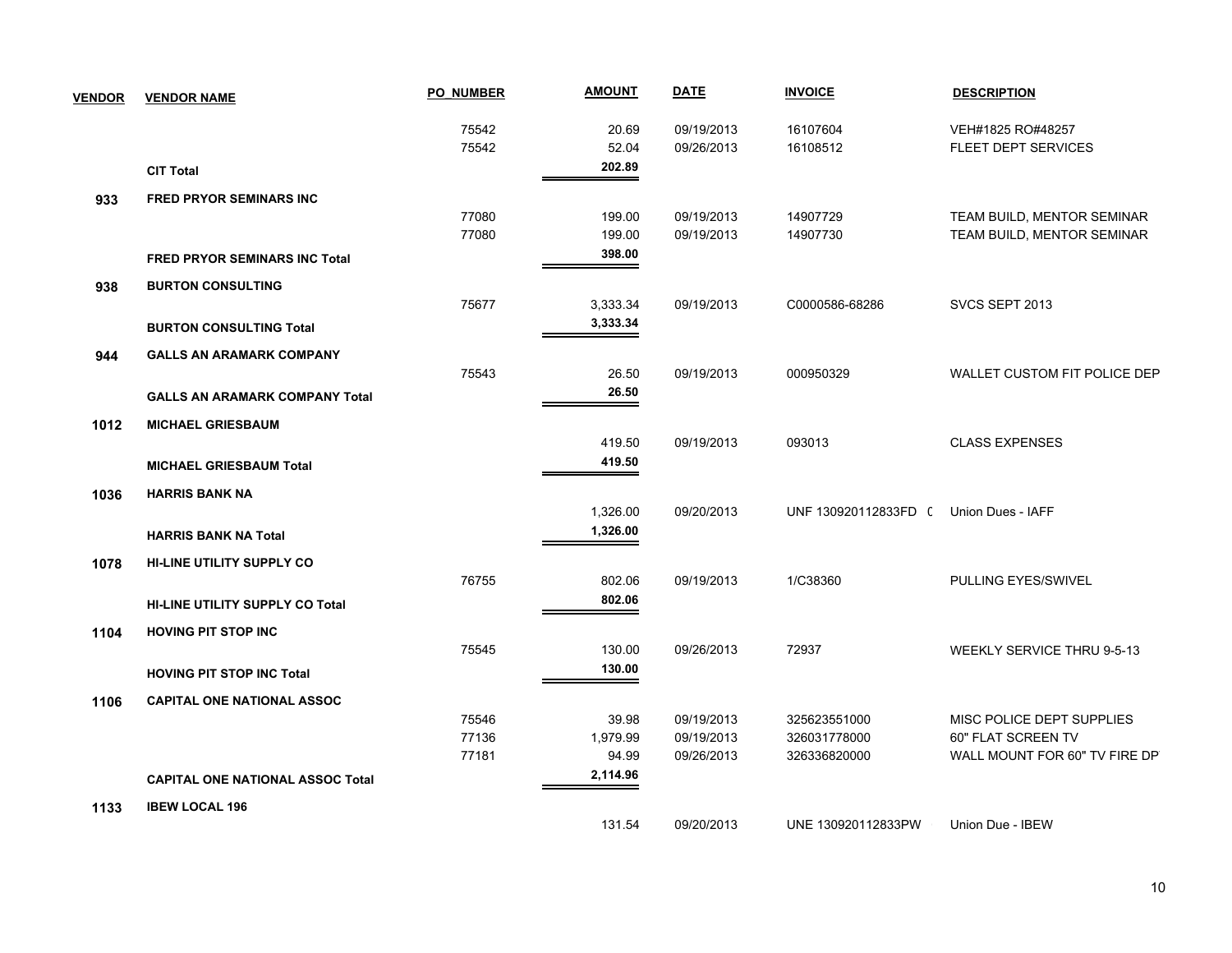| VENDOR | VENDOR NAME | PO_NUMBER | AMOUNT | DATE | INVOICE | DESCRIPTION |
|---|---|---|---|---|---|---|
| | | 75542 | 20.69 | 09/19/2013 | 16107604 | VEH#1825 RO#48257 |
| | | 75542 | 52.04 | 09/26/2013 | 16108512 | FLEET DEPT SERVICES |
| | **CIT Total** | | **202.89** | | | |
| **933** | **FRED PRYOR SEMINARS INC** | | | | | |
| | | 77080 | 199.00 | 09/19/2013 | 14907729 | TEAM BUILD, MENTOR SEMINAR |
| | | 77080 | 199.00 | 09/19/2013 | 14907730 | TEAM BUILD, MENTOR SEMINAR |
| | **FRED PRYOR SEMINARS INC Total** | | **398.00** | | | |
| **938** | **BURTON CONSULTING** | | | | | |
| | | 75677 | 3,333.34 | 09/19/2013 | C0000586-68286 | SVCS SEPT 2013 |
| | **BURTON CONSULTING Total** | | **3,333.34** | | | |
| **944** | **GALLS AN ARAMARK COMPANY** | | | | | |
| | | 75543 | 26.50 | 09/19/2013 | 000950329 | WALLET CUSTOM FIT POLICE DEP |
| | **GALLS AN ARAMARK COMPANY Total** | | **26.50** | | | |
| **1012** | **MICHAEL GRIESBAUM** | | | | | |
| | | | 419.50 | 09/19/2013 | 093013 | CLASS EXPENSES |
| | **MICHAEL GRIESBAUM Total** | | **419.50** | | | |
| **1036** | **HARRIS BANK NA** | | | | | |
| | | | 1,326.00 | 09/20/2013 | UNF 130920112833FD ( | Union Dues - IAFF |
| | **HARRIS BANK NA Total** | | **1,326.00** | | | |
| **1078** | **HI-LINE UTILITY SUPPLY CO** | | | | | |
| | | 76755 | 802.06 | 09/19/2013 | 1/C38360 | PULLING EYES/SWIVEL |
| | **HI-LINE UTILITY SUPPLY CO Total** | | **802.06** | | | |
| **1104** | **HOVING PIT STOP INC** | | | | | |
| | | 75545 | 130.00 | 09/26/2013 | 72937 | WEEKLY SERVICE THRU 9-5-13 |
| | **HOVING PIT STOP INC Total** | | **130.00** | | | |
| **1106** | **CAPITAL ONE NATIONAL ASSOC** | | | | | |
| | | 75546 | 39.98 | 09/19/2013 | 325623551000 | MISC POLICE DEPT SUPPLIES |
| | | 77136 | 1,979.99 | 09/19/2013 | 326031778000 | 60" FLAT SCREEN TV |
| | | 77181 | 94.99 | 09/26/2013 | 326336820000 | WALL MOUNT FOR 60" TV FIRE DP |
| | **CAPITAL ONE NATIONAL ASSOC Total** | | **2,114.96** | | | |
| **1133** | **IBEW LOCAL 196** | | | | | |
| | | | 131.54 | 09/20/2013 | UNE 130920112833PW | Union Due - IBEW |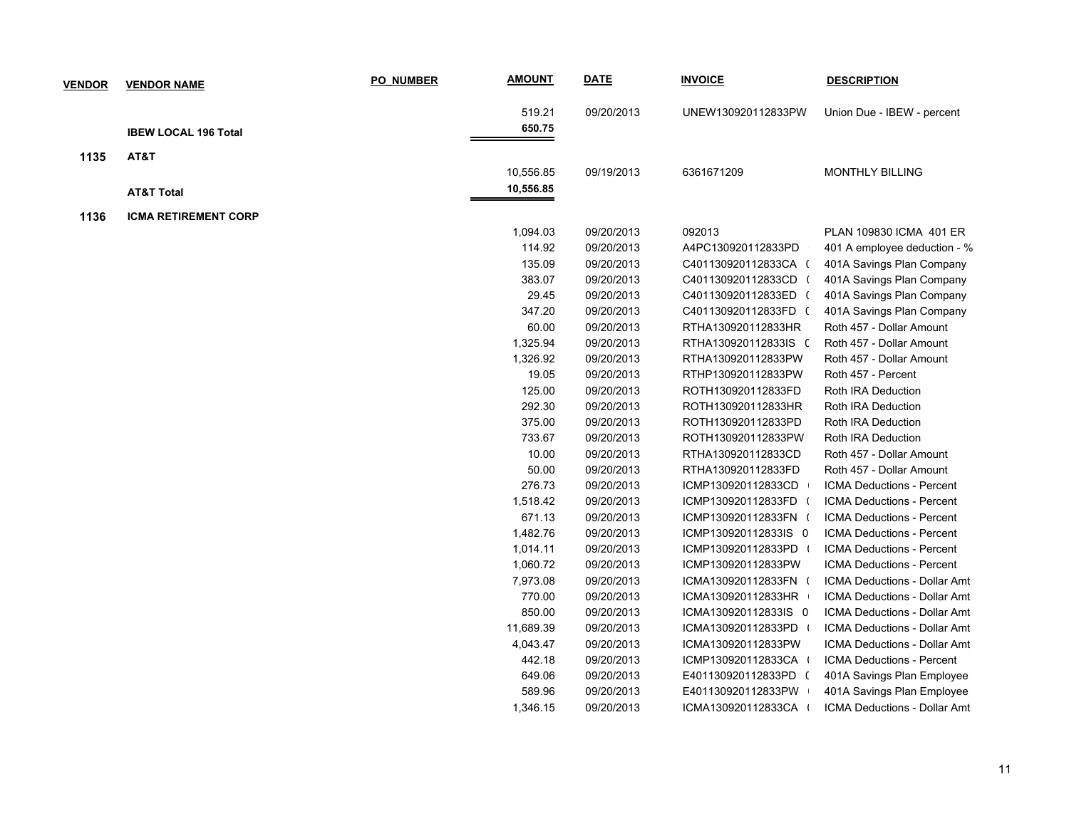| VENDOR | VENDOR NAME | PO_NUMBER | AMOUNT | DATE | INVOICE | DESCRIPTION |
|---|---|---|---|---|---|---|
| | | | 519.21 | 09/20/2013 | UNEW130920112833PW | Union Due - IBEW - percent |
| | **IBEW LOCAL 196 Total** | | **650.75** | | | |
| **1135** | **AT&T** | | | | | |
| | | | 10,556.85 | 09/19/2013 | 6361671209 | MONTHLY BILLING |
| | **AT&T Total** | | **10,556.85** | | | |
| **1136** | **ICMA RETIREMENT CORP** | | | | | |
| | | | 1,094.03 | 09/20/2013 | 092013 | PLAN 109830 ICMA 401 ER |
| | | | 114.92 | 09/20/2013 | A4PC130920112833PD | 401 A employee deduction - % |
| | | | 135.09 | 09/20/2013 | C401130920112833CA ( | 401A Savings Plan Company |
| | | | 383.07 | 09/20/2013 | C401130920112833CD ( | 401A Savings Plan Company |
| | | | 29.45 | 09/20/2013 | C401130920112833ED ( | 401A Savings Plan Company |
| | | | 347.20 | 09/20/2013 | C401130920112833FD ( | 401A Savings Plan Company |
| | | | 60.00 | 09/20/2013 | RTHA130920112833HR | Roth 457 - Dollar Amount |
| | | | 1,325.94 | 09/20/2013 | RTHA130920112833IS ( | Roth 457 - Dollar Amount |
| | | | 1,326.92 | 09/20/2013 | RTHA130920112833PW | Roth 457 - Dollar Amount |
| | | | 19.05 | 09/20/2013 | RTHP130920112833PW | Roth 457 - Percent |
| | | | 125.00 | 09/20/2013 | ROTH130920112833FD | Roth IRA Deduction |
| | | | 292.30 | 09/20/2013 | ROTH130920112833HR | Roth IRA Deduction |
| | | | 375.00 | 09/20/2013 | ROTH130920112833PD | Roth IRA Deduction |
| | | | 733.67 | 09/20/2013 | ROTH130920112833PW | Roth IRA Deduction |
| | | | 10.00 | 09/20/2013 | RTHA130920112833CD | Roth 457 - Dollar Amount |
| | | | 50.00 | 09/20/2013 | RTHA130920112833FD | Roth 457 - Dollar Amount |
| | | | 276.73 | 09/20/2013 | ICMP130920112833CD ( | ICMA Deductions - Percent |
| | | | 1,518.42 | 09/20/2013 | ICMP130920112833FD ( | ICMA Deductions - Percent |
| | | | 671.13 | 09/20/2013 | ICMP130920112833FN ( | ICMA Deductions - Percent |
| | | | 1,482.76 | 09/20/2013 | ICMP130920112833IS 0 | ICMA Deductions - Percent |
| | | | 1,014.11 | 09/20/2013 | ICMP130920112833PD ( | ICMA Deductions - Percent |
| | | | 1,060.72 | 09/20/2013 | ICMP130920112833PW | ICMA Deductions - Percent |
| | | | 7,973.08 | 09/20/2013 | ICMA130920112833FN ( | ICMA Deductions - Dollar Amt |
| | | | 770.00 | 09/20/2013 | ICMA130920112833HR ( | ICMA Deductions - Dollar Amt |
| | | | 850.00 | 09/20/2013 | ICMA130920112833IS 0 | ICMA Deductions - Dollar Amt |
| | | | 11,689.39 | 09/20/2013 | ICMA130920112833PD ( | ICMA Deductions - Dollar Amt |
| | | | 4,043.47 | 09/20/2013 | ICMA130920112833PW | ICMA Deductions - Dollar Amt |
| | | | 442.18 | 09/20/2013 | ICMP130920112833CA ( | ICMA Deductions - Percent |
| | | | 649.06 | 09/20/2013 | E401130920112833PD ( | 401A Savings Plan Employee |
| | | | 589.96 | 09/20/2013 | E401130920112833PW ( | 401A Savings Plan Employee |
| | | | 1,346.15 | 09/20/2013 | ICMA130920112833CA ( | ICMA Deductions - Dollar Amt |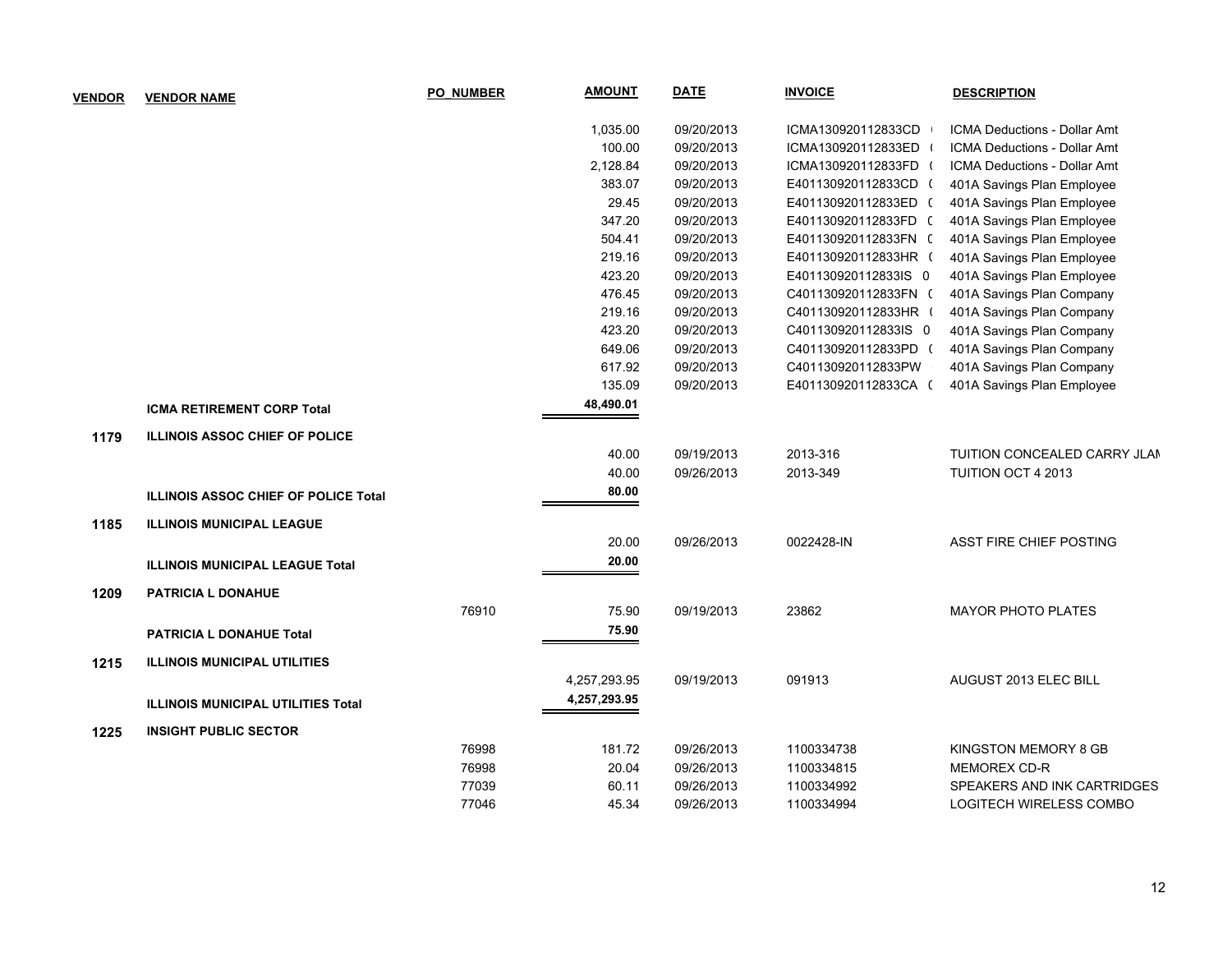| VENDOR | VENDOR NAME | PO_NUMBER | AMOUNT | DATE | INVOICE | DESCRIPTION |
|---|---|---|---|---|---|---|
| | | | 1,035.00 | 09/20/2013 | ICMA130920112833CD ( | ICMA Deductions - Dollar Amt |
| | | | 100.00 | 09/20/2013 | ICMA130920112833ED ( | ICMA Deductions - Dollar Amt |
| | | | 2,128.84 | 09/20/2013 | ICMA130920112833FD ( | ICMA Deductions - Dollar Amt |
| | | | 383.07 | 09/20/2013 | E401130920112833CD ( | 401A Savings Plan Employee |
| | | | 29.45 | 09/20/2013 | E401130920112833ED ( | 401A Savings Plan Employee |
| | | | 347.20 | 09/20/2013 | E401130920112833FD ( | 401A Savings Plan Employee |
| | | | 504.41 | 09/20/2013 | E401130920112833FN ( | 401A Savings Plan Employee |
| | | | 219.16 | 09/20/2013 | E401130920112833HR ( | 401A Savings Plan Employee |
| | | | 423.20 | 09/20/2013 | E401130920112833IS 0 | 401A Savings Plan Employee |
| | | | 476.45 | 09/20/2013 | C401130920112833FN ( | 401A Savings Plan Company |
| | | | 219.16 | 09/20/2013 | C401130920112833HR ( | 401A Savings Plan Company |
| | | | 423.20 | 09/20/2013 | C401130920112833IS 0 | 401A Savings Plan Company |
| | | | 649.06 | 09/20/2013 | C401130920112833PD ( | 401A Savings Plan Company |
| | | | 617.92 | 09/20/2013 | C401130920112833PW | 401A Savings Plan Company |
| | | | 135.09 | 09/20/2013 | E401130920112833CA ( | 401A Savings Plan Employee |
| | **ICMA RETIREMENT CORP Total** | | **48,490.01** | | | |
| **1179** | **ILLINOIS ASSOC CHIEF OF POLICE** | | | | | |
| | | | 40.00 | 09/19/2013 | 2013-316 | TUITION CONCEALED CARRY JLAI |
| | | | 40.00 | 09/26/2013 | 2013-349 | TUITION OCT 4 2013 |
| | **ILLINOIS ASSOC CHIEF OF POLICE Total** | | **80.00** | | | |
| **1185** | **ILLINOIS MUNICIPAL LEAGUE** | | | | | |
| | | | 20.00 | 09/26/2013 | 0022428-IN | ASST FIRE CHIEF POSTING |
| | **ILLINOIS MUNICIPAL LEAGUE Total** | | **20.00** | | | |
| **1209** | **PATRICIA L DONAHUE** | | | | | |
| | | 76910 | 75.90 | 09/19/2013 | 23862 | MAYOR PHOTO PLATES |
| | **PATRICIA L DONAHUE Total** | | **75.90** | | | |
| **1215** | **ILLINOIS MUNICIPAL UTILITIES** | | | | | |
| | | | 4,257,293.95 | 09/19/2013 | 091913 | AUGUST 2013 ELEC BILL |
| | **ILLINOIS MUNICIPAL UTILITIES Total** | | **4,257,293.95** | | | |
| **1225** | **INSIGHT PUBLIC SECTOR** | | | | | |
| | | 76998 | 181.72 | 09/26/2013 | 1100334738 | KINGSTON MEMORY 8 GB |
| | | 76998 | 20.04 | 09/26/2013 | 1100334815 | MEMOREX CD-R |
| | | 77039 | 60.11 | 09/26/2013 | 1100334992 | SPEAKERS AND INK CARTRIDGES |
| | | 77046 | 45.34 | 09/26/2013 | 1100334994 | LOGITECH WIRELESS COMBO |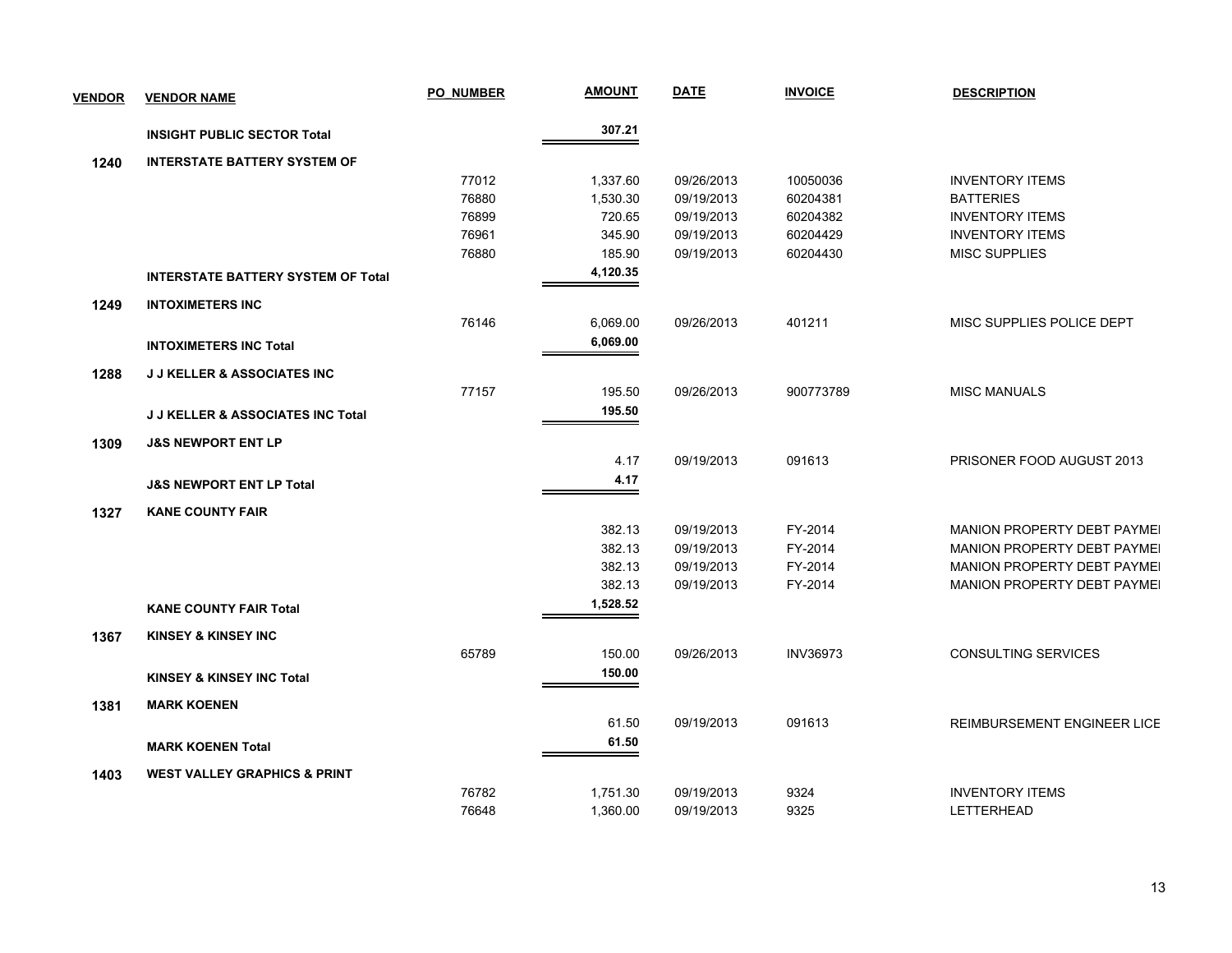| VENDOR | VENDOR NAME | PO_NUMBER | AMOUNT | DATE | INVOICE | DESCRIPTION |
|---|---|---|---|---|---|---|
| | **INSIGHT PUBLIC SECTOR Total** | | **307.21** | | | |
| **1240** | **INTERSTATE BATTERY SYSTEM OF** | | | | | |
| | | 77012 | 1,337.60 | 09/26/2013 | 10050036 | INVENTORY ITEMS |
| | | 76880 | 1,530.30 | 09/19/2013 | 60204381 | BATTERIES |
| | | 76899 | 720.65 | 09/19/2013 | 60204382 | INVENTORY ITEMS |
| | | 76961 | 345.90 | 09/19/2013 | 60204429 | INVENTORY ITEMS |
| | | 76880 | 185.90 | 09/19/2013 | 60204430 | MISC SUPPLIES |
| | **INTERSTATE BATTERY SYSTEM OF Total** | | **4,120.35** | | | |
| **1249** | **INTOXIMETERS INC** | | | | | |
| | | 76146 | 6,069.00 | 09/26/2013 | 401211 | MISC SUPPLIES POLICE DEPT |
| | **INTOXIMETERS INC Total** | | **6,069.00** | | | |
| **1288** | **J J KELLER & ASSOCIATES INC** | | | | | |
| | | 77157 | 195.50 | 09/26/2013 | 900773789 | MISC MANUALS |
| | **J J KELLER & ASSOCIATES INC Total** | | **195.50** | | | |
| **1309** | **J&S NEWPORT ENT LP** | | | | | |
| | | | 4.17 | 09/19/2013 | 091613 | PRISONER FOOD AUGUST 2013 |
| | **J&S NEWPORT ENT LP Total** | | **4.17** | | | |
| **1327** | **KANE COUNTY FAIR** | | | | | |
| | | | 382.13 | 09/19/2013 | FY-2014 | MANION PROPERTY DEBT PAYMEI |
| | | | 382.13 | 09/19/2013 | FY-2014 | MANION PROPERTY DEBT PAYMEI |
| | | | 382.13 | 09/19/2013 | FY-2014 | MANION PROPERTY DEBT PAYMEI |
| | | | 382.13 | 09/19/2013 | FY-2014 | MANION PROPERTY DEBT PAYMEI |
| | **KANE COUNTY FAIR Total** | | **1,528.52** | | | |
| **1367** | **KINSEY & KINSEY INC** | | | | | |
| | | 65789 | 150.00 | 09/26/2013 | INV36973 | CONSULTING SERVICES |
| | **KINSEY & KINSEY INC Total** | | **150.00** | | | |
| **1381** | **MARK KOENEN** | | | | | |
| | | | 61.50 | 09/19/2013 | 091613 | REIMBURSEMENT ENGINEER LICE |
| | **MARK KOENEN Total** | | **61.50** | | | |
| **1403** | **WEST VALLEY GRAPHICS & PRINT** | | | | | |
| | | 76782 | 1,751.30 | 09/19/2013 | 9324 | INVENTORY ITEMS |
| | | 76648 | 1,360.00 | 09/19/2013 | 9325 | LETTERHEAD |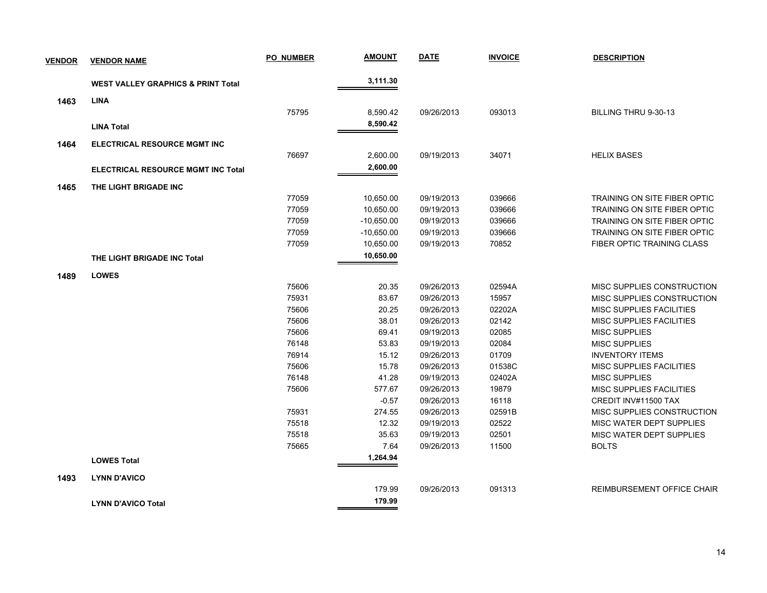| VENDOR | VENDOR NAME | PO_NUMBER | AMOUNT | DATE | INVOICE | DESCRIPTION |
|---|---|---|---|---|---|---|
| | **WEST VALLEY GRAPHICS & PRINT Total** | | **3,111.30** | | | |
| **1463** | **LINA** | | | | | |
| | | 75795 | 8,590.42 | 09/26/2013 | 093013 | BILLING THRU 9-30-13 |
| | **LINA Total** | | **8,590.42** | | | |
| **1464** | **ELECTRICAL RESOURCE MGMT INC** | | | | | |
| | | 76697 | 2,600.00 | 09/19/2013 | 34071 | HELIX BASES |
| | **ELECTRICAL RESOURCE MGMT INC Total** | | **2,600.00** | | | |
| **1465** | **THE LIGHT BRIGADE INC** | | | | | |
| | | 77059 | 10,650.00 | 09/19/2013 | 039666 | TRAINING ON SITE FIBER OPTIC |
| | | 77059 | 10,650.00 | 09/19/2013 | 039666 | TRAINING ON SITE FIBER OPTIC |
| | | 77059 | -10,650.00 | 09/19/2013 | 039666 | TRAINING ON SITE FIBER OPTIC |
| | | 77059 | -10,650.00 | 09/19/2013 | 039666 | TRAINING ON SITE FIBER OPTIC |
| | | 77059 | 10,650.00 | 09/19/2013 | 70852 | FIBER OPTIC TRAINING CLASS |
| | **THE LIGHT BRIGADE INC Total** | | **10,650.00** | | | |
| **1489** | **LOWES** | | | | | |
| | | 75606 | 20.35 | 09/26/2013 | 02594A | MISC SUPPLIES CONSTRUCTION |
| | | 75931 | 83.67 | 09/26/2013 | 15957 | MISC SUPPLIES CONSTRUCTION |
| | | 75606 | 20.25 | 09/26/2013 | 02202A | MISC SUPPLIES FACILITIES |
| | | 75606 | 38.01 | 09/26/2013 | 02142 | MISC SUPPLIES FACILITIES |
| | | 75606 | 69.41 | 09/19/2013 | 02085 | MISC SUPPLIES |
| | | 76148 | 53.83 | 09/19/2013 | 02084 | MISC SUPPLIES |
| | | 76914 | 15.12 | 09/26/2013 | 01709 | INVENTORY ITEMS |
| | | 75606 | 15.78 | 09/26/2013 | 01538C | MISC SUPPLIES FACILITIES |
| | | 76148 | 41.28 | 09/19/2013 | 02402A | MISC SUPPLIES |
| | | 75606 | 577.67 | 09/26/2013 | 19879 | MISC SUPPLIES FACILITIES |
| | | | -0.57 | 09/26/2013 | 16118 | CREDIT INV#11500 TAX |
| | | 75931 | 274.55 | 09/26/2013 | 02591B | MISC SUPPLIES CONSTRUCTION |
| | | 75518 | 12.32 | 09/19/2013 | 02522 | MISC WATER DEPT SUPPLIES |
| | | 75518 | 35.63 | 09/19/2013 | 02501 | MISC WATER DEPT SUPPLIES |
| | | 75665 | 7.64 | 09/26/2013 | 11500 | BOLTS |
| | **LOWES Total** | | **1,264.94** | | | |
| **1493** | **LYNN D'AVICO** | | | | | |
| | | | 179.99 | 09/26/2013 | 091313 | REIMBURSEMENT OFFICE CHAIR |
| | **LYNN D'AVICO Total** | | **179.99** | | | |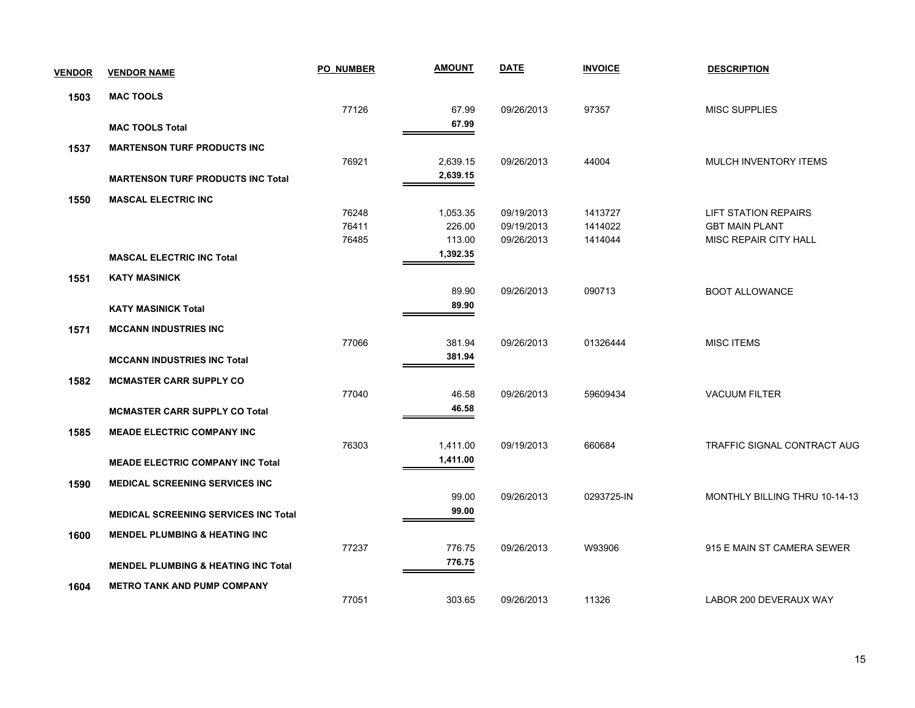| VENDOR | VENDOR NAME | PO_NUMBER | AMOUNT | DATE | INVOICE | DESCRIPTION |
|---|---|---|---|---|---|---|
| 1503 | MAC TOOLS | | | | | |
| | | 77126 | 67.99 | 09/26/2013 | 97357 | MISC SUPPLIES |
| | **MAC TOOLS Total** | | **67.99** | | | |
| 1537 | MARTENSON TURF PRODUCTS INC | | | | | |
| | | 76921 | 2,639.15 | 09/26/2013 | 44004 | MULCH INVENTORY ITEMS |
| | **MARTENSON TURF PRODUCTS INC Total** | | **2,639.15** | | | |
| 1550 | MASCAL ELECTRIC INC | | | | | |
| | | 76248 | 1,053.35 | 09/19/2013 | 1413727 | LIFT STATION REPAIRS |
| | | 76411 | 226.00 | 09/19/2013 | 1414022 | GBT MAIN PLANT |
| | | 76485 | 113.00 | 09/26/2013 | 1414044 | MISC REPAIR CITY HALL |
| | **MASCAL ELECTRIC INC Total** | | **1,392.35** | | | |
| 1551 | KATY MASINICK | | | | | |
| | | | 89.90 | 09/26/2013 | 090713 | BOOT ALLOWANCE |
| | **KATY MASINICK Total** | | **89.90** | | | |
| 1571 | MCCANN INDUSTRIES INC | | | | | |
| | | 77066 | 381.94 | 09/26/2013 | 01326444 | MISC ITEMS |
| | **MCCANN INDUSTRIES INC Total** | | **381.94** | | | |
| 1582 | MCMASTER CARR SUPPLY CO | | | | | |
| | | 77040 | 46.58 | 09/26/2013 | 59609434 | VACUUM FILTER |
| | **MCMASTER CARR SUPPLY CO Total** | | **46.58** | | | |
| 1585 | MEADE ELECTRIC COMPANY INC | | | | | |
| | | 76303 | 1,411.00 | 09/19/2013 | 660684 | TRAFFIC SIGNAL CONTRACT AUG |
| | **MEADE ELECTRIC COMPANY INC Total** | | **1,411.00** | | | |
| 1590 | MEDICAL SCREENING SERVICES INC | | | | | |
| | | | 99.00 | 09/26/2013 | 0293725-IN | MONTHLY BILLING THRU 10-14-13 |
| | **MEDICAL SCREENING SERVICES INC Total** | | **99.00** | | | |
| 1600 | MENDEL PLUMBING & HEATING INC | | | | | |
| | | 77237 | 776.75 | 09/26/2013 | W93906 | 915 E MAIN ST CAMERA SEWER |
| | **MENDEL PLUMBING & HEATING INC Total** | | **776.75** | | | |
| 1604 | METRO TANK AND PUMP COMPANY | | | | | |
| | | 77051 | 303.65 | 09/26/2013 | 11326 | LABOR 200 DEVERAUX WAY |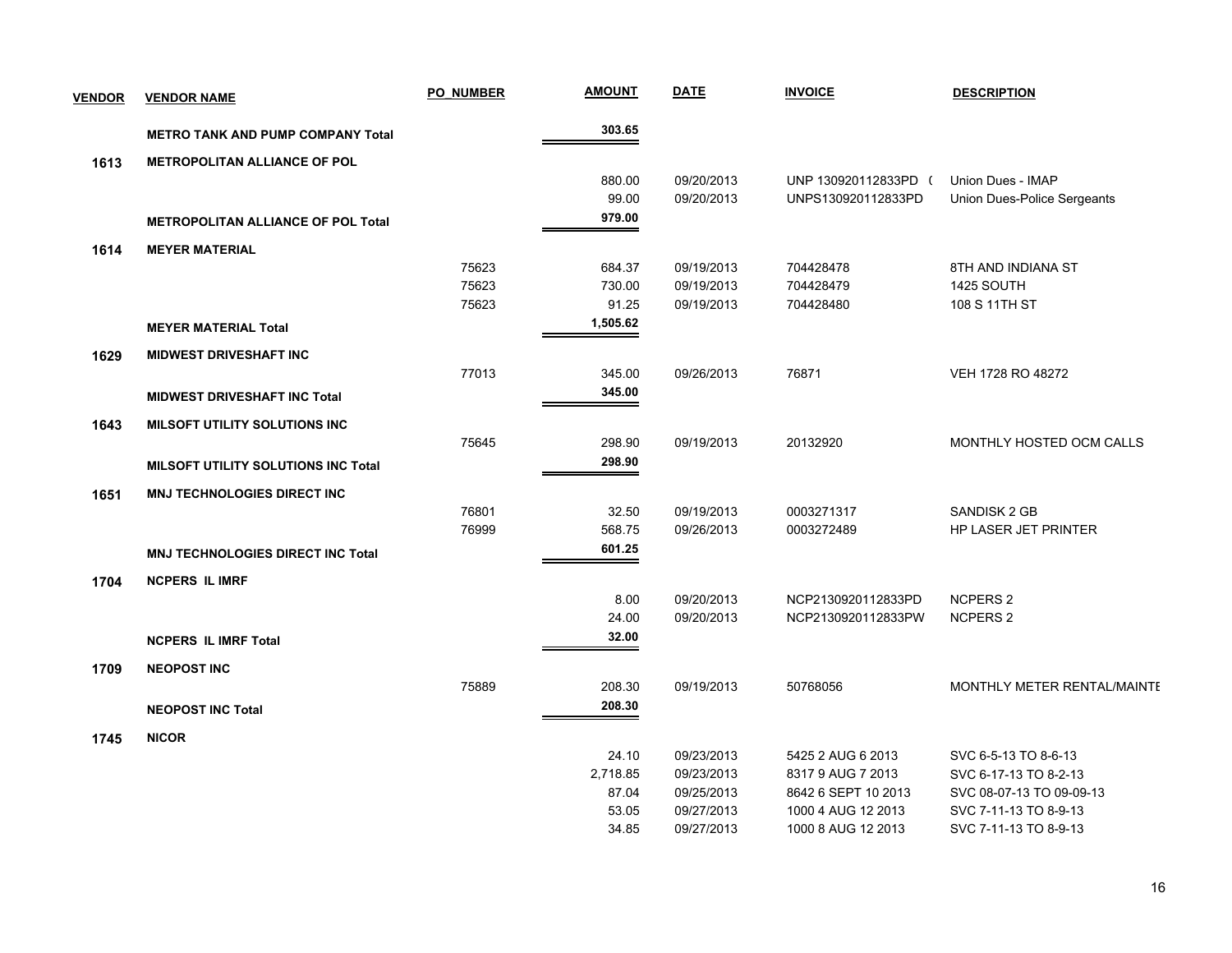| VENDOR | VENDOR NAME | PO_NUMBER | AMOUNT | DATE | INVOICE | DESCRIPTION |
|---|---|---|---|---|---|---|
| | **METRO TANK AND PUMP COMPANY Total** | | **303.65** | | | |
| **1613** | **METROPOLITAN ALLIANCE OF POL** | | | | | |
| | | | 880.00 | 09/20/2013 | UNP 130920112833PD ( | Union Dues - IMAP |
| | | | 99.00 | 09/20/2013 | UNPS130920112833PD | Union Dues-Police Sergeants |
| | **METROPOLITAN ALLIANCE OF POL Total** | | **979.00** | | | |
| **1614** | **MEYER MATERIAL** | | | | | |
| | | 75623 | 684.37 | 09/19/2013 | 704428478 | 8TH AND INDIANA ST |
| | | 75623 | 730.00 | 09/19/2013 | 704428479 | 1425 SOUTH |
| | | 75623 | 91.25 | 09/19/2013 | 704428480 | 108 S 11TH ST |
| | **MEYER MATERIAL Total** | | **1,505.62** | | | |
| **1629** | **MIDWEST DRIVESHAFT INC** | | | | | |
| | | 77013 | 345.00 | 09/26/2013 | 76871 | VEH 1728 RO 48272 |
| | **MIDWEST DRIVESHAFT INC Total** | | **345.00** | | | |
| **1643** | **MILSOFT UTILITY SOLUTIONS INC** | | | | | |
| | | 75645 | 298.90 | 09/19/2013 | 20132920 | MONTHLY HOSTED OCM CALLS |
| | **MILSOFT UTILITY SOLUTIONS INC Total** | | **298.90** | | | |
| **1651** | **MNJ TECHNOLOGIES DIRECT INC** | | | | | |
| | | 76801 | 32.50 | 09/19/2013 | 0003271317 | SANDISK 2 GB |
| | | 76999 | 568.75 | 09/26/2013 | 0003272489 | HP LASER JET PRINTER |
| | **MNJ TECHNOLOGIES DIRECT INC Total** | | **601.25** | | | |
| **1704** | **NCPERS IL IMRF** | | | | | |
| | | | 8.00 | 09/20/2013 | NCP2130920112833PD | NCPERS 2 |
| | | | 24.00 | 09/20/2013 | NCP2130920112833PW | NCPERS 2 |
| | **NCPERS IL IMRF Total** | | **32.00** | | | |
| **1709** | **NEOPOST INC** | | | | | |
| | | 75889 | 208.30 | 09/19/2013 | 50768056 | MONTHLY METER RENTAL/MAINTE |
| | **NEOPOST INC Total** | | **208.30** | | | |
| **1745** | **NICOR** | | | | | |
| | | | 24.10 | 09/23/2013 | 5425 2 AUG 6 2013 | SVC 6-5-13 TO 8-6-13 |
| | | | 2,718.85 | 09/23/2013 | 8317 9 AUG 7 2013 | SVC 6-17-13 TO 8-2-13 |
| | | | 87.04 | 09/25/2013 | 8642 6 SEPT 10 2013 | SVC 08-07-13 TO 09-09-13 |
| | | | 53.05 | 09/27/2013 | 1000 4 AUG 12 2013 | SVC 7-11-13 TO 8-9-13 |
| | | | 34.85 | 09/27/2013 | 1000 8 AUG 12 2013 | SVC 7-11-13 TO 8-9-13 |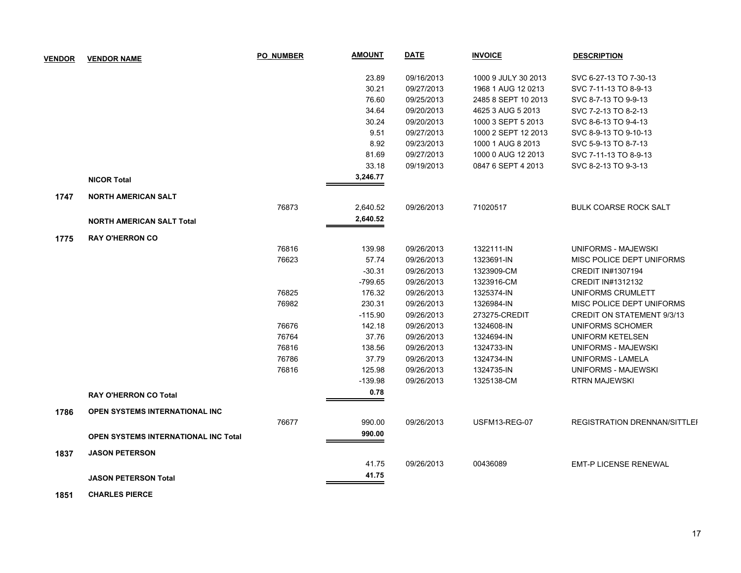| VENDOR | VENDOR NAME | PO_NUMBER | AMOUNT | DATE | INVOICE | DESCRIPTION |
|---|---|---|---|---|---|---|
| | | | 23.89 | 09/16/2013 | 1000 9 JULY 30 2013 | SVC 6-27-13 TO 7-30-13 |
| | | | 30.21 | 09/27/2013 | 1968 1 AUG 12 0213 | SVC 7-11-13 TO 8-9-13 |
| | | | 76.60 | 09/25/2013 | 2485 8 SEPT 10 2013 | SVC 8-7-13 TO 9-9-13 |
| | | | 34.64 | 09/20/2013 | 4625 3 AUG 5 2013 | SVC 7-2-13 TO 8-2-13 |
| | | | 30.24 | 09/20/2013 | 1000 3 SEPT 5 2013 | SVC 8-6-13 TO 9-4-13 |
| | | | 9.51 | 09/27/2013 | 1000 2 SEPT 12 2013 | SVC 8-9-13 TO 9-10-13 |
| | | | 8.92 | 09/23/2013 | 1000 1 AUG 8 2013 | SVC 5-9-13 TO 8-7-13 |
| | | | 81.69 | 09/27/2013 | 1000 0 AUG 12 2013 | SVC 7-11-13 TO 8-9-13 |
| | | | 33.18 | 09/19/2013 | 0847 6 SEPT 4 2013 | SVC 8-2-13 TO 9-3-13 |
| | **NICOR Total** | | **3,246.77** | | | |
| **1747** | **NORTH AMERICAN SALT** | | | | | |
| | | 76873 | 2,640.52 | 09/26/2013 | 71020517 | BULK COARSE ROCK SALT |
| | **NORTH AMERICAN SALT Total** | | **2,640.52** | | | |
| **1775** | **RAY O'HERRON CO** | | | | | |
| | | 76816 | 139.98 | 09/26/2013 | 1322111-IN | UNIFORMS - MAJEWSKI |
| | | 76623 | 57.74 | 09/26/2013 | 1323691-IN | MISC POLICE DEPT UNIFORMS |
| | | | -30.31 | 09/26/2013 | 1323909-CM | CREDIT IN#1307194 |
| | | | -799.65 | 09/26/2013 | 1323916-CM | CREDIT IN#1312132 |
| | | 76825 | 176.32 | 09/26/2013 | 1325374-IN | UNIFORMS CRUMLETT |
| | | 76982 | 230.31 | 09/26/2013 | 1326984-IN | MISC POLICE DEPT UNIFORMS |
| | | | -115.90 | 09/26/2013 | 273275-CREDIT | CREDIT ON STATEMENT 9/3/13 |
| | | 76676 | 142.18 | 09/26/2013 | 1324608-IN | UNIFORMS SCHOMER |
| | | 76764 | 37.76 | 09/26/2013 | 1324694-IN | UNIFORM KETELSEN |
| | | 76816 | 138.56 | 09/26/2013 | 1324733-IN | UNIFORMS - MAJEWSKI |
| | | 76786 | 37.79 | 09/26/2013 | 1324734-IN | UNIFORMS - LAMELA |
| | | 76816 | 125.98 | 09/26/2013 | 1324735-IN | UNIFORMS - MAJEWSKI |
| | | | -139.98 | 09/26/2013 | 1325138-CM | RTRN MAJEWSKI |
| | **RAY O'HERRON CO Total** | | **0.78** | | | |
| **1786** | **OPEN SYSTEMS INTERNATIONAL INC** | | | | | |
| | | 76677 | 990.00 | 09/26/2013 | USFM13-REG-07 | REGISTRATION DRENNAN/SITTLEI |
| | **OPEN SYSTEMS INTERNATIONAL INC Total** | | **990.00** | | | |
| **1837** | **JASON PETERSON** | | | | | |
| | | | 41.75 | 09/26/2013 | 00436089 | EMT-P LICENSE RENEWAL |
| | **JASON PETERSON Total** | | **41.75** | | | |
| **1851** | **CHARLES PIERCE** | | | | | |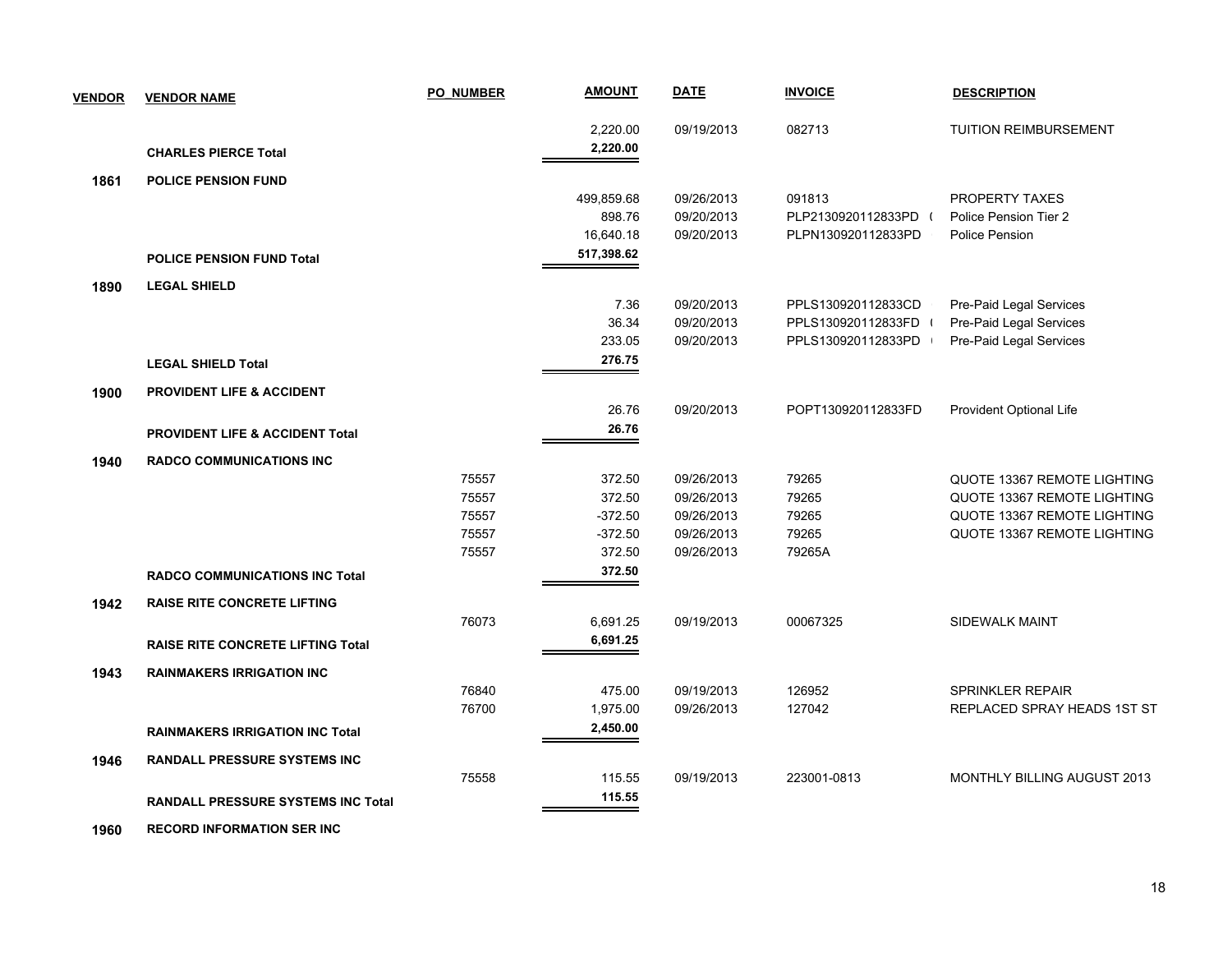| VENDOR | VENDOR NAME | PO_NUMBER | AMOUNT | DATE | INVOICE | DESCRIPTION |
|---|---|---|---|---|---|---|
| | | | 2,220.00 | 09/19/2013 | 082713 | TUITION REIMBURSEMENT |
| | **CHARLES PIERCE Total** | | **2,220.00** | | | |
| **1861** | **POLICE PENSION FUND** | | | | | |
| | | | 499,859.68 | 09/26/2013 | 091813 | PROPERTY TAXES |
| | | | 898.76 | 09/20/2013 | PLP2130920112833PD ( | Police Pension Tier 2 |
| | | | 16,640.18 | 09/20/2013 | PLPN130920112833PD | Police Pension |
| | **POLICE PENSION FUND Total** | | **517,398.62** | | | |
| **1890** | **LEGAL SHIELD** | | | | | |
| | | | 7.36 | 09/20/2013 | PPLS130920112833CD | Pre-Paid Legal Services |
| | | | 36.34 | 09/20/2013 | PPLS130920112833FD ( | Pre-Paid Legal Services |
| | | | 233.05 | 09/20/2013 | PPLS130920112833PD | Pre-Paid Legal Services |
| | **LEGAL SHIELD Total** | | **276.75** | | | |
| **1900** | **PROVIDENT LIFE & ACCIDENT** | | | | | |
| | | | 26.76 | 09/20/2013 | POPT130920112833FD | Provident Optional Life |
| | **PROVIDENT LIFE & ACCIDENT Total** | | **26.76** | | | |
| **1940** | **RADCO COMMUNICATIONS INC** | | | | | |
| | | 75557 | 372.50 | 09/26/2013 | 79265 | QUOTE 13367 REMOTE LIGHTING |
| | | 75557 | 372.50 | 09/26/2013 | 79265 | QUOTE 13367 REMOTE LIGHTING |
| | | 75557 | -372.50 | 09/26/2013 | 79265 | QUOTE 13367 REMOTE LIGHTING |
| | | 75557 | -372.50 | 09/26/2013 | 79265 | QUOTE 13367 REMOTE LIGHTING |
| | | 75557 | 372.50 | 09/26/2013 | 79265A | |
| | **RADCO COMMUNICATIONS INC Total** | | **372.50** | | | |
| **1942** | **RAISE RITE CONCRETE LIFTING** | | | | | |
| | | 76073 | 6,691.25 | 09/19/2013 | 00067325 | SIDEWALK MAINT |
| | **RAISE RITE CONCRETE LIFTING Total** | | **6,691.25** | | | |
| **1943** | **RAINMAKERS IRRIGATION INC** | | | | | |
| | | 76840 | 475.00 | 09/19/2013 | 126952 | SPRINKLER REPAIR |
| | | 76700 | 1,975.00 | 09/26/2013 | 127042 | REPLACED SPRAY HEADS 1ST ST |
| | **RAINMAKERS IRRIGATION INC Total** | | **2,450.00** | | | |
| **1946** | **RANDALL PRESSURE SYSTEMS INC** | | | | | |
| | | 75558 | 115.55 | 09/19/2013 | 223001-0813 | MONTHLY BILLING AUGUST 2013 |
| | **RANDALL PRESSURE SYSTEMS INC Total** | | **115.55** | | | |
| **1960** | **RECORD INFORMATION SER INC** | | | | | |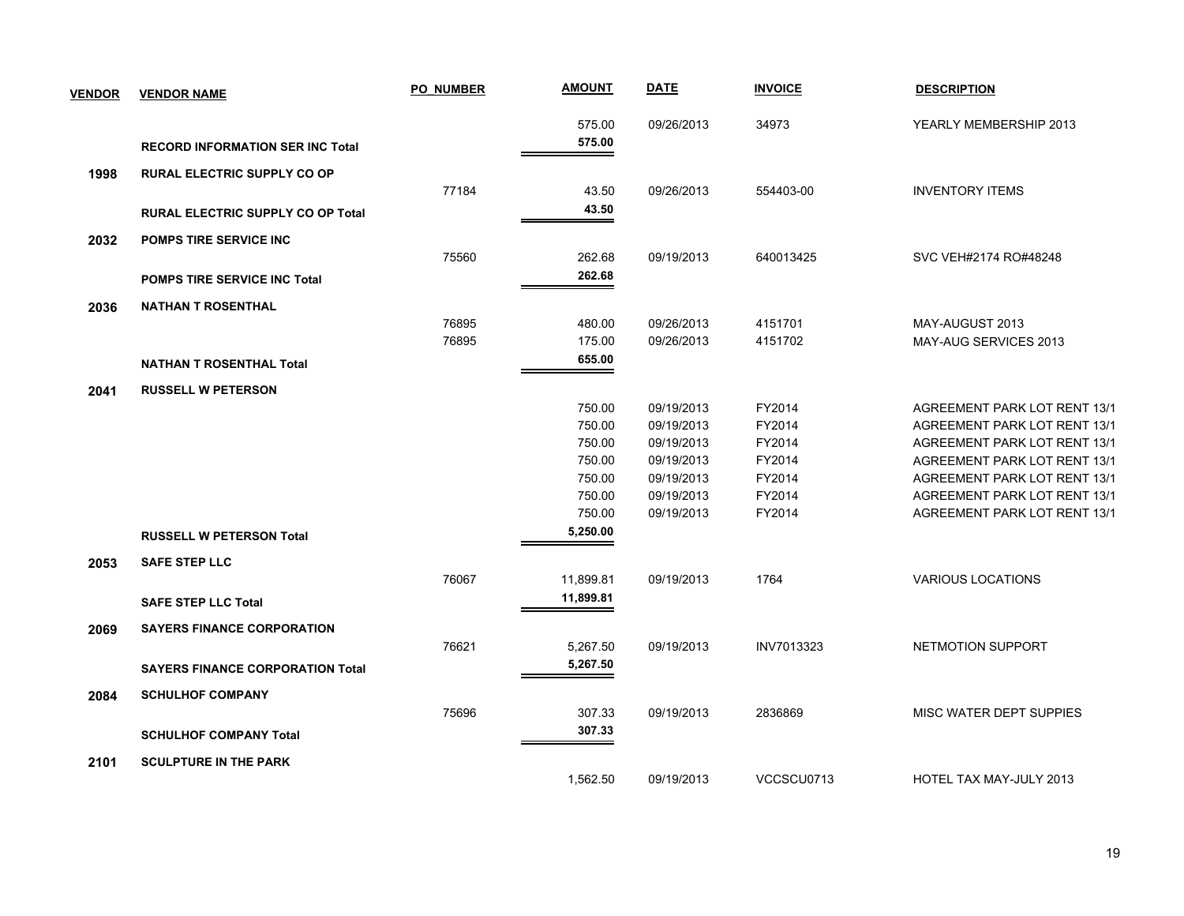| VENDOR | VENDOR NAME | PO_NUMBER | AMOUNT | DATE | INVOICE | DESCRIPTION |
|---|---|---|---|---|---|---|
| | | | 575.00 | 09/26/2013 | 34973 | YEARLY MEMBERSHIP 2013 |
| | **RECORD INFORMATION SER INC Total** | | **575.00** | | | |
| **1998** | **RURAL ELECTRIC SUPPLY CO OP** | | | | | |
| | | 77184 | 43.50 | 09/26/2013 | 554403-00 | INVENTORY ITEMS |
| | **RURAL ELECTRIC SUPPLY CO OP Total** | | **43.50** | | | |
| **2032** | **POMPS TIRE SERVICE INC** | | | | | |
| | | 75560 | 262.68 | 09/19/2013 | 640013425 | SVC VEH#2174 RO#48248 |
| | **POMPS TIRE SERVICE INC Total** | | **262.68** | | | |
| **2036** | **NATHAN T ROSENTHAL** | | | | | |
| | | 76895 | 480.00 | 09/26/2013 | 4151701 | MAY-AUGUST 2013 |
| | | 76895 | 175.00 | 09/26/2013 | 4151702 | MAY-AUG SERVICES 2013 |
| | **NATHAN T ROSENTHAL Total** | | **655.00** | | | |
| **2041** | **RUSSELL W PETERSON** | | | | | |
| | | | 750.00 | 09/19/2013 | FY2014 | AGREEMENT PARK LOT RENT 13/1 |
| | | | 750.00 | 09/19/2013 | FY2014 | AGREEMENT PARK LOT RENT 13/1 |
| | | | 750.00 | 09/19/2013 | FY2014 | AGREEMENT PARK LOT RENT 13/1 |
| | | | 750.00 | 09/19/2013 | FY2014 | AGREEMENT PARK LOT RENT 13/1 |
| | | | 750.00 | 09/19/2013 | FY2014 | AGREEMENT PARK LOT RENT 13/1 |
| | | | 750.00 | 09/19/2013 | FY2014 | AGREEMENT PARK LOT RENT 13/1 |
| | | | 750.00 | 09/19/2013 | FY2014 | AGREEMENT PARK LOT RENT 13/1 |
| | **RUSSELL W PETERSON Total** | | **5,250.00** | | | |
| **2053** | **SAFE STEP LLC** | | | | | |
| | | 76067 | 11,899.81 | 09/19/2013 | 1764 | VARIOUS LOCATIONS |
| | **SAFE STEP LLC Total** | | **11,899.81** | | | |
| **2069** | **SAYERS FINANCE CORPORATION** | | | | | |
| | | 76621 | 5,267.50 | 09/19/2013 | INV7013323 | NETMOTION SUPPORT |
| | **SAYERS FINANCE CORPORATION Total** | | **5,267.50** | | | |
| **2084** | **SCHULHOF COMPANY** | | | | | |
| | | 75696 | 307.33 | 09/19/2013 | 2836869 | MISC WATER DEPT SUPPIES |
| | **SCHULHOF COMPANY Total** | | **307.33** | | | |
| **2101** | **SCULPTURE IN THE PARK** | | | | | |
| | | | 1,562.50 | 09/19/2013 | VCCSCU0713 | HOTEL TAX MAY-JULY 2013 |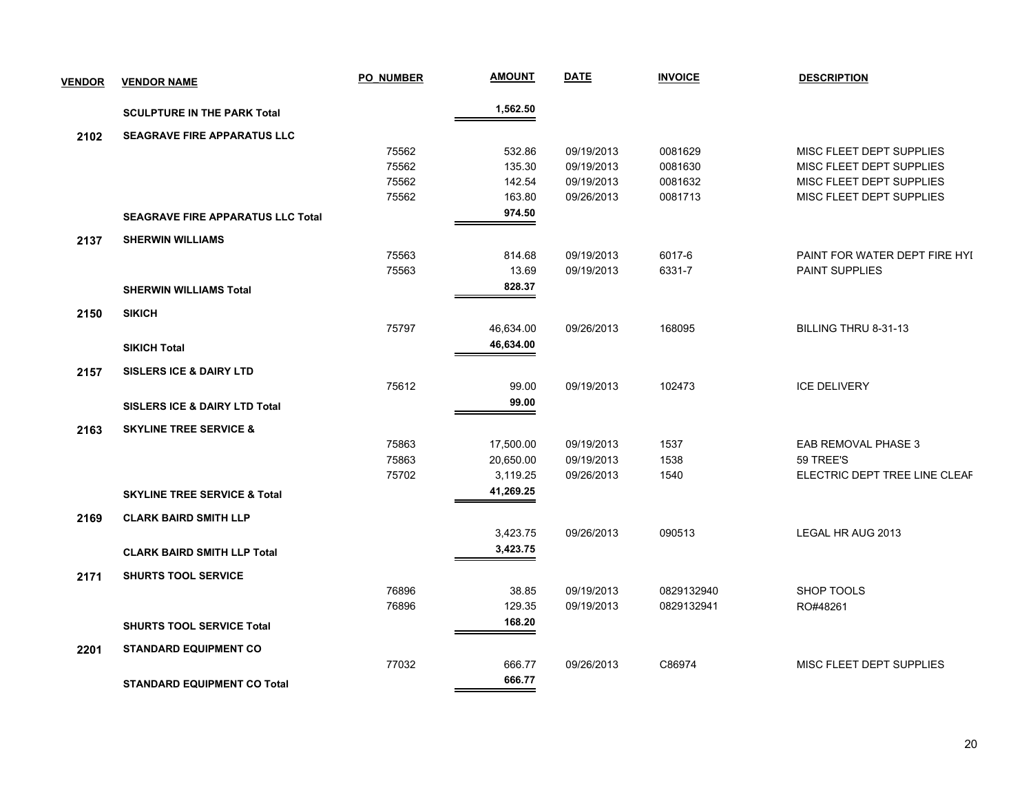| VENDOR | VENDOR NAME | PO_NUMBER | AMOUNT | DATE | INVOICE | DESCRIPTION |
|---|---|---|---|---|---|---|
| | **SCULPTURE IN THE PARK Total** | | **1,562.50** | | | |
| **2102** | **SEAGRAVE FIRE APPARATUS LLC** | | | | | |
| | | 75562 | 532.86 | 09/19/2013 | 0081629 | MISC FLEET DEPT SUPPLIES |
| | | 75562 | 135.30 | 09/19/2013 | 0081630 | MISC FLEET DEPT SUPPLIES |
| | | 75562 | 142.54 | 09/19/2013 | 0081632 | MISC FLEET DEPT SUPPLIES |
| | | 75562 | 163.80 | 09/26/2013 | 0081713 | MISC FLEET DEPT SUPPLIES |
| | **SEAGRAVE FIRE APPARATUS LLC Total** | | **974.50** | | | |
| **2137** | **SHERWIN WILLIAMS** | | | | | |
| | | 75563 | 814.68 | 09/19/2013 | 6017-6 | PAINT FOR WATER DEPT FIRE HYI |
| | | 75563 | 13.69 | 09/19/2013 | 6331-7 | PAINT SUPPLIES |
| | **SHERWIN WILLIAMS Total** | | **828.37** | | | |
| **2150** | **SIKICH** | | | | | |
| | | 75797 | 46,634.00 | 09/26/2013 | 168095 | BILLING THRU 8-31-13 |
| | **SIKICH Total** | | **46,634.00** | | | |
| **2157** | **SISLERS ICE & DAIRY LTD** | | | | | |
| | | 75612 | 99.00 | 09/19/2013 | 102473 | ICE DELIVERY |
| | **SISLERS ICE & DAIRY LTD Total** | | **99.00** | | | |
| **2163** | **SKYLINE TREE SERVICE &** | | | | | |
| | | 75863 | 17,500.00 | 09/19/2013 | 1537 | EAB REMOVAL PHASE 3 |
| | | 75863 | 20,650.00 | 09/19/2013 | 1538 | 59 TREE'S |
| | | 75702 | 3,119.25 | 09/26/2013 | 1540 | ELECTRIC DEPT TREE LINE CLEAF |
| | **SKYLINE TREE SERVICE & Total** | | **41,269.25** | | | |
| **2169** | **CLARK BAIRD SMITH LLP** | | | | | |
| | | | 3,423.75 | 09/26/2013 | 090513 | LEGAL HR AUG 2013 |
| | **CLARK BAIRD SMITH LLP Total** | | **3,423.75** | | | |
| **2171** | **SHURTS TOOL SERVICE** | | | | | |
| | | 76896 | 38.85 | 09/19/2013 | 0829132940 | SHOP TOOLS |
| | | 76896 | 129.35 | 09/19/2013 | 0829132941 | RO#48261 |
| | **SHURTS TOOL SERVICE Total** | | **168.20** | | | |
| **2201** | **STANDARD EQUIPMENT CO** | | | | | |
| | | 77032 | 666.77 | 09/26/2013 | C86974 | MISC FLEET DEPT SUPPLIES |
| | **STANDARD EQUIPMENT CO Total** | | **666.77** | | | |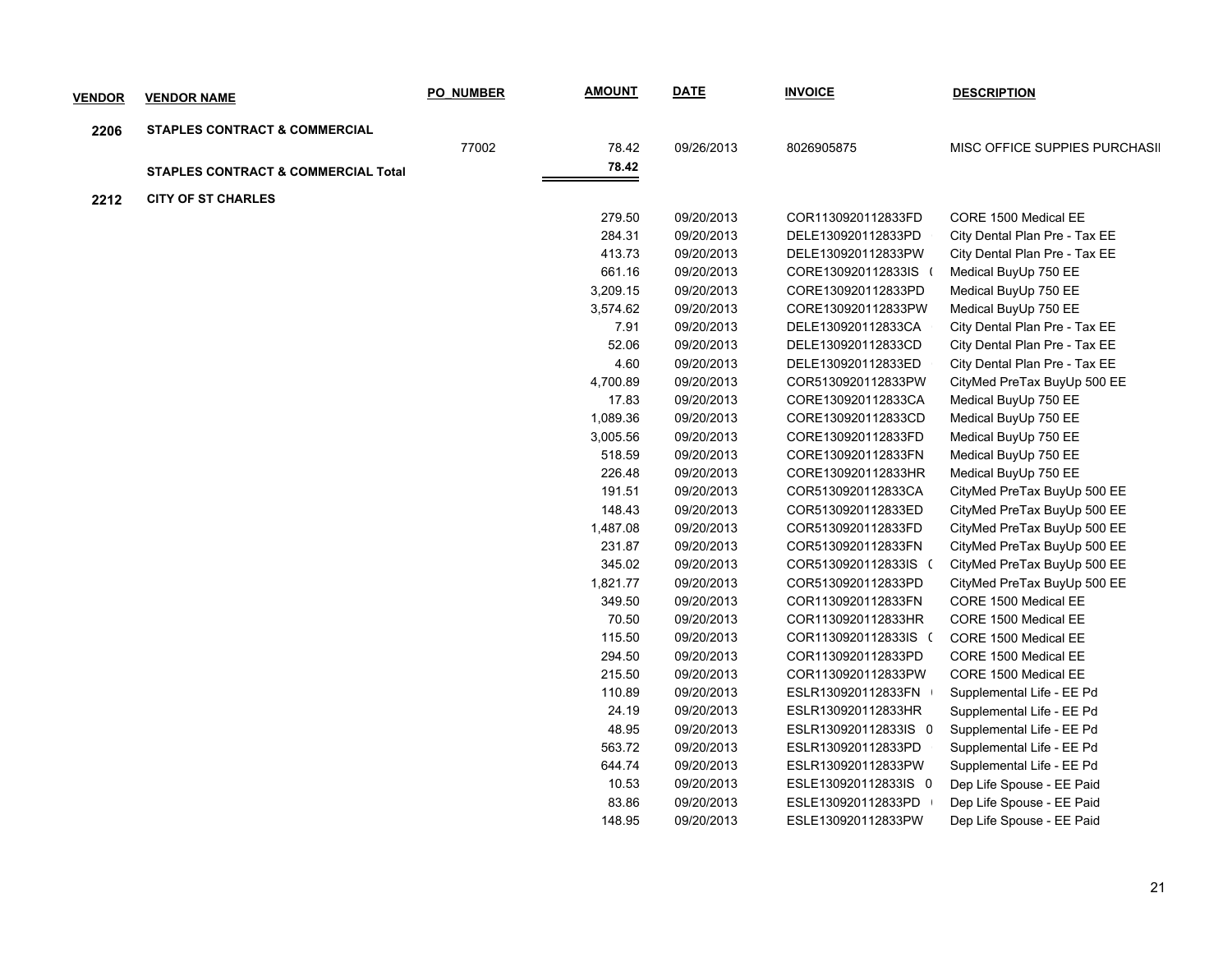| VENDOR | VENDOR NAME | PO_NUMBER | AMOUNT | DATE | INVOICE | DESCRIPTION |
|---|---|---|---|---|---|---|
| 2206 | STAPLES CONTRACT & COMMERCIAL | | | | | |
| | | 77002 | 78.42 | 09/26/2013 | 8026905875 | MISC OFFICE SUPPIES PURCHASII |
| | STAPLES CONTRACT & COMMERCIAL Total | | 78.42 | | | |
| 2212 | CITY OF ST CHARLES | | | | | |
| | | | 279.50 | 09/20/2013 | COR1130920112833FD | CORE 1500 Medical EE |
| | | | 284.31 | 09/20/2013 | DELE130920112833PD | City Dental Plan Pre - Tax EE |
| | | | 413.73 | 09/20/2013 | DELE130920112833PW | City Dental Plan Pre - Tax EE |
| | | | 661.16 | 09/20/2013 | CORE130920112833IS ( | Medical BuyUp 750 EE |
| | | | 3,209.15 | 09/20/2013 | CORE130920112833PD | Medical BuyUp 750 EE |
| | | | 3,574.62 | 09/20/2013 | CORE130920112833PW | Medical BuyUp 750 EE |
| | | | 7.91 | 09/20/2013 | DELE130920112833CA | City Dental Plan Pre - Tax EE |
| | | | 52.06 | 09/20/2013 | DELE130920112833CD | City Dental Plan Pre - Tax EE |
| | | | 4.60 | 09/20/2013 | DELE130920112833ED | City Dental Plan Pre - Tax EE |
| | | | 4,700.89 | 09/20/2013 | COR5130920112833PW | CityMed PreTax BuyUp 500 EE |
| | | | 17.83 | 09/20/2013 | CORE130920112833CA | Medical BuyUp 750 EE |
| | | | 1,089.36 | 09/20/2013 | CORE130920112833CD | Medical BuyUp 750 EE |
| | | | 3,005.56 | 09/20/2013 | CORE130920112833FD | Medical BuyUp 750 EE |
| | | | 518.59 | 09/20/2013 | CORE130920112833FN | Medical BuyUp 750 EE |
| | | | 226.48 | 09/20/2013 | CORE130920112833HR | Medical BuyUp 750 EE |
| | | | 191.51 | 09/20/2013 | COR5130920112833CA | CityMed PreTax BuyUp 500 EE |
| | | | 148.43 | 09/20/2013 | COR5130920112833ED | CityMed PreTax BuyUp 500 EE |
| | | | 1,487.08 | 09/20/2013 | COR5130920112833FD | CityMed PreTax BuyUp 500 EE |
| | | | 231.87 | 09/20/2013 | COR5130920112833FN | CityMed PreTax BuyUp 500 EE |
| | | | 345.02 | 09/20/2013 | COR5130920112833IS ( | CityMed PreTax BuyUp 500 EE |
| | | | 1,821.77 | 09/20/2013 | COR5130920112833PD | CityMed PreTax BuyUp 500 EE |
| | | | 349.50 | 09/20/2013 | COR1130920112833FN | CORE 1500 Medical EE |
| | | | 70.50 | 09/20/2013 | COR1130920112833HR | CORE 1500 Medical EE |
| | | | 115.50 | 09/20/2013 | COR1130920112833IS ( | CORE 1500 Medical EE |
| | | | 294.50 | 09/20/2013 | COR1130920112833PD | CORE 1500 Medical EE |
| | | | 215.50 | 09/20/2013 | COR1130920112833PW | CORE 1500 Medical EE |
| | | | 110.89 | 09/20/2013 | ESLR130920112833FN | Supplemental Life - EE Pd |
| | | | 24.19 | 09/20/2013 | ESLR130920112833HR | Supplemental Life - EE Pd |
| | | | 48.95 | 09/20/2013 | ESLR130920112833IS 0 | Supplemental Life - EE Pd |
| | | | 563.72 | 09/20/2013 | ESLR130920112833PD | Supplemental Life - EE Pd |
| | | | 644.74 | 09/20/2013 | ESLR130920112833PW | Supplemental Life - EE Pd |
| | | | 10.53 | 09/20/2013 | ESLE130920112833IS 0 | Dep Life Spouse - EE Paid |
| | | | 83.86 | 09/20/2013 | ESLE130920112833PD | Dep Life Spouse - EE Paid |
| | | | 148.95 | 09/20/2013 | ESLE130920112833PW | Dep Life Spouse - EE Paid |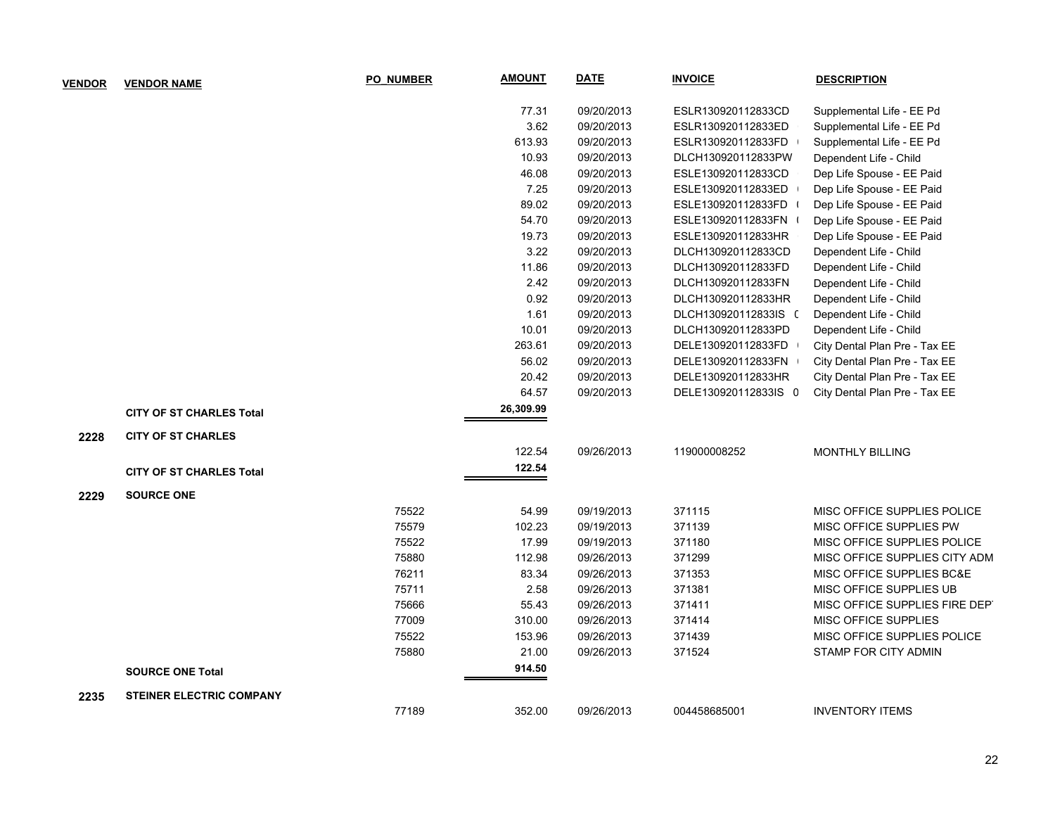| VENDOR | VENDOR NAME | PO_NUMBER | AMOUNT | DATE | INVOICE | DESCRIPTION |
|---|---|---|---|---|---|---|
| | | | 77.31 | 09/20/2013 | ESLR130920112833CD | Supplemental Life - EE Pd |
| | | | 3.62 | 09/20/2013 | ESLR130920112833ED | Supplemental Life - EE Pd |
| | | | 613.93 | 09/20/2013 | ESLR130920112833FD | Supplemental Life - EE Pd |
| | | | 10.93 | 09/20/2013 | DLCH130920112833PW | Dependent Life - Child |
| | | | 46.08 | 09/20/2013 | ESLE130920112833CD | Dep Life Spouse - EE Paid |
| | | | 7.25 | 09/20/2013 | ESLE130920112833ED | Dep Life Spouse - EE Paid |
| | | | 89.02 | 09/20/2013 | ESLE130920112833FD | Dep Life Spouse - EE Paid |
| | | | 54.70 | 09/20/2013 | ESLE130920112833FN | Dep Life Spouse - EE Paid |
| | | | 19.73 | 09/20/2013 | ESLE130920112833HR | Dep Life Spouse - EE Paid |
| | | | 3.22 | 09/20/2013 | DLCH130920112833CD | Dependent Life - Child |
| | | | 11.86 | 09/20/2013 | DLCH130920112833FD | Dependent Life - Child |
| | | | 2.42 | 09/20/2013 | DLCH130920112833FN | Dependent Life - Child |
| | | | 0.92 | 09/20/2013 | DLCH130920112833HR | Dependent Life - Child |
| | | | 1.61 | 09/20/2013 | DLCH130920112833IS | Dependent Life - Child |
| | | | 10.01 | 09/20/2013 | DLCH130920112833PD | Dependent Life - Child |
| | | | 263.61 | 09/20/2013 | DELE130920112833FD | City Dental Plan Pre - Tax EE |
| | | | 56.02 | 09/20/2013 | DELE130920112833FN | City Dental Plan Pre - Tax EE |
| | | | 20.42 | 09/20/2013 | DELE130920112833HR | City Dental Plan Pre - Tax EE |
| | | | 64.57 | 09/20/2013 | DELE130920112833IS 0 | City Dental Plan Pre - Tax EE |
| | **CITY OF ST CHARLES Total** | | **26,309.99** | | | |
| **2228** | **CITY OF ST CHARLES** | | | | | |
| | | | 122.54 | 09/26/2013 | 119000008252 | MONTHLY BILLING |
| | **CITY OF ST CHARLES Total** | | **122.54** | | | |
| **2229** | **SOURCE ONE** | | | | | |
| | | 75522 | 54.99 | 09/19/2013 | 371115 | MISC OFFICE SUPPLIES POLICE |
| | | 75579 | 102.23 | 09/19/2013 | 371139 | MISC OFFICE SUPPLIES PW |
| | | 75522 | 17.99 | 09/19/2013 | 371180 | MISC OFFICE SUPPLIES POLICE |
| | | 75880 | 112.98 | 09/26/2013 | 371299 | MISC OFFICE SUPPLIES CITY ADM |
| | | 76211 | 83.34 | 09/26/2013 | 371353 | MISC OFFICE SUPPLIES BC&E |
| | | 75711 | 2.58 | 09/26/2013 | 371381 | MISC OFFICE SUPPLIES UB |
| | | 75666 | 55.43 | 09/26/2013 | 371411 | MISC OFFICE SUPPLIES FIRE DEPT |
| | | 77009 | 310.00 | 09/26/2013 | 371414 | MISC OFFICE SUPPLIES |
| | | 75522 | 153.96 | 09/26/2013 | 371439 | MISC OFFICE SUPPLIES POLICE |
| | | 75880 | 21.00 | 09/26/2013 | 371524 | STAMP FOR CITY ADMIN |
| | **SOURCE ONE Total** | | **914.50** | | | |
| **2235** | **STEINER ELECTRIC COMPANY** | | | | | |
| | | 77189 | 352.00 | 09/26/2013 | 004458685001 | INVENTORY ITEMS |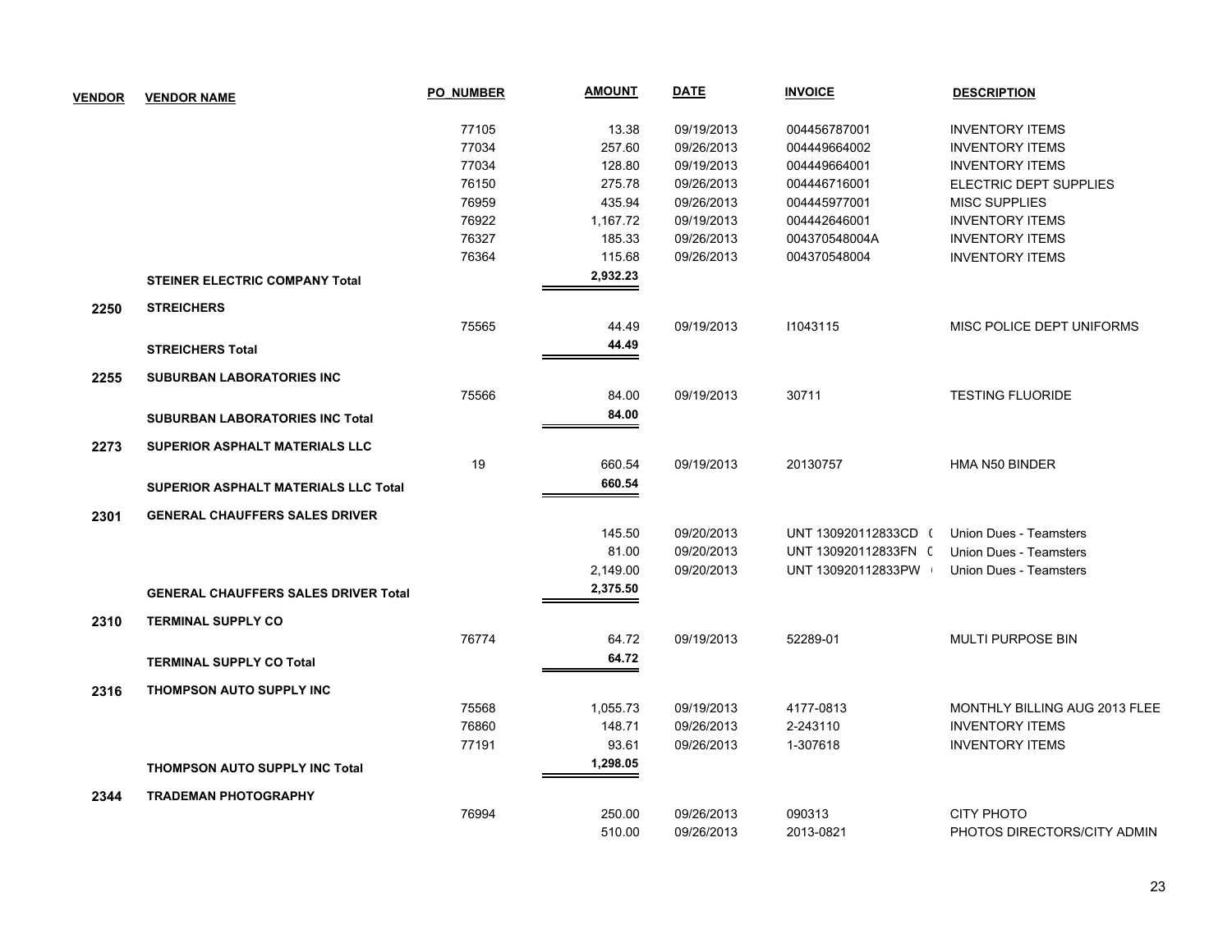| VENDOR | VENDOR NAME | PO_NUMBER | AMOUNT | DATE | INVOICE | DESCRIPTION |
|---|---|---|---|---|---|---|
| | | 77105 | 13.38 | 09/19/2013 | 004456787001 | INVENTORY ITEMS |
| | | 77034 | 257.60 | 09/26/2013 | 004449664002 | INVENTORY ITEMS |
| | | 77034 | 128.80 | 09/19/2013 | 004449664001 | INVENTORY ITEMS |
| | | 76150 | 275.78 | 09/26/2013 | 004446716001 | ELECTRIC DEPT SUPPLIES |
| | | 76959 | 435.94 | 09/26/2013 | 004445977001 | MISC SUPPLIES |
| | | 76922 | 1,167.72 | 09/19/2013 | 004442646001 | INVENTORY ITEMS |
| | | 76327 | 185.33 | 09/26/2013 | 004370548004A | INVENTORY ITEMS |
| | | 76364 | 115.68 | 09/26/2013 | 004370548004 | INVENTORY ITEMS |
| | **STEINER ELECTRIC COMPANY Total** | | **2,932.23** | | | |
| **2250** | **STREICHERS** | | | | | |
| | | 75565 | 44.49 | 09/19/2013 | I1043115 | MISC POLICE DEPT UNIFORMS |
| | **STREICHERS Total** | | **44.49** | | | |
| **2255** | **SUBURBAN LABORATORIES INC** | | | | | |
| | | 75566 | 84.00 | 09/19/2013 | 30711 | TESTING FLUORIDE |
| | **SUBURBAN LABORATORIES INC Total** | | **84.00** | | | |
| **2273** | **SUPERIOR ASPHALT MATERIALS LLC** | | | | | |
| | | 19 | 660.54 | 09/19/2013 | 20130757 | HMA N50 BINDER |
| | **SUPERIOR ASPHALT MATERIALS LLC Total** | | **660.54** | | | |
| **2301** | **GENERAL CHAUFFERS SALES DRIVER** | | | | | |
| | | | 145.50 | 09/20/2013 | UNT 130920112833CD ( | Union Dues - Teamsters |
| | | | 81.00 | 09/20/2013 | UNT 130920112833FN ( | Union Dues - Teamsters |
| | | | 2,149.00 | 09/20/2013 | UNT 130920112833PW ( | Union Dues - Teamsters |
| | **GENERAL CHAUFFERS SALES DRIVER Total** | | **2,375.50** | | | |
| **2310** | **TERMINAL SUPPLY CO** | | | | | |
| | | 76774 | 64.72 | 09/19/2013 | 52289-01 | MULTI PURPOSE BIN |
| | **TERMINAL SUPPLY CO Total** | | **64.72** | | | |
| **2316** | **THOMPSON AUTO SUPPLY INC** | | | | | |
| | | 75568 | 1,055.73 | 09/19/2013 | 4177-0813 | MONTHLY BILLING AUG 2013 FLEE |
| | | 76860 | 148.71 | 09/26/2013 | 2-243110 | INVENTORY ITEMS |
| | | 77191 | 93.61 | 09/26/2013 | 1-307618 | INVENTORY ITEMS |
| | **THOMPSON AUTO SUPPLY INC Total** | | **1,298.05** | | | |
| **2344** | **TRADEMAN PHOTOGRAPHY** | | | | | |
| | | 76994 | 250.00 | 09/26/2013 | 090313 | CITY PHOTO |
| | | | 510.00 | 09/26/2013 | 2013-0821 | PHOTOS DIRECTORS/CITY ADMIN |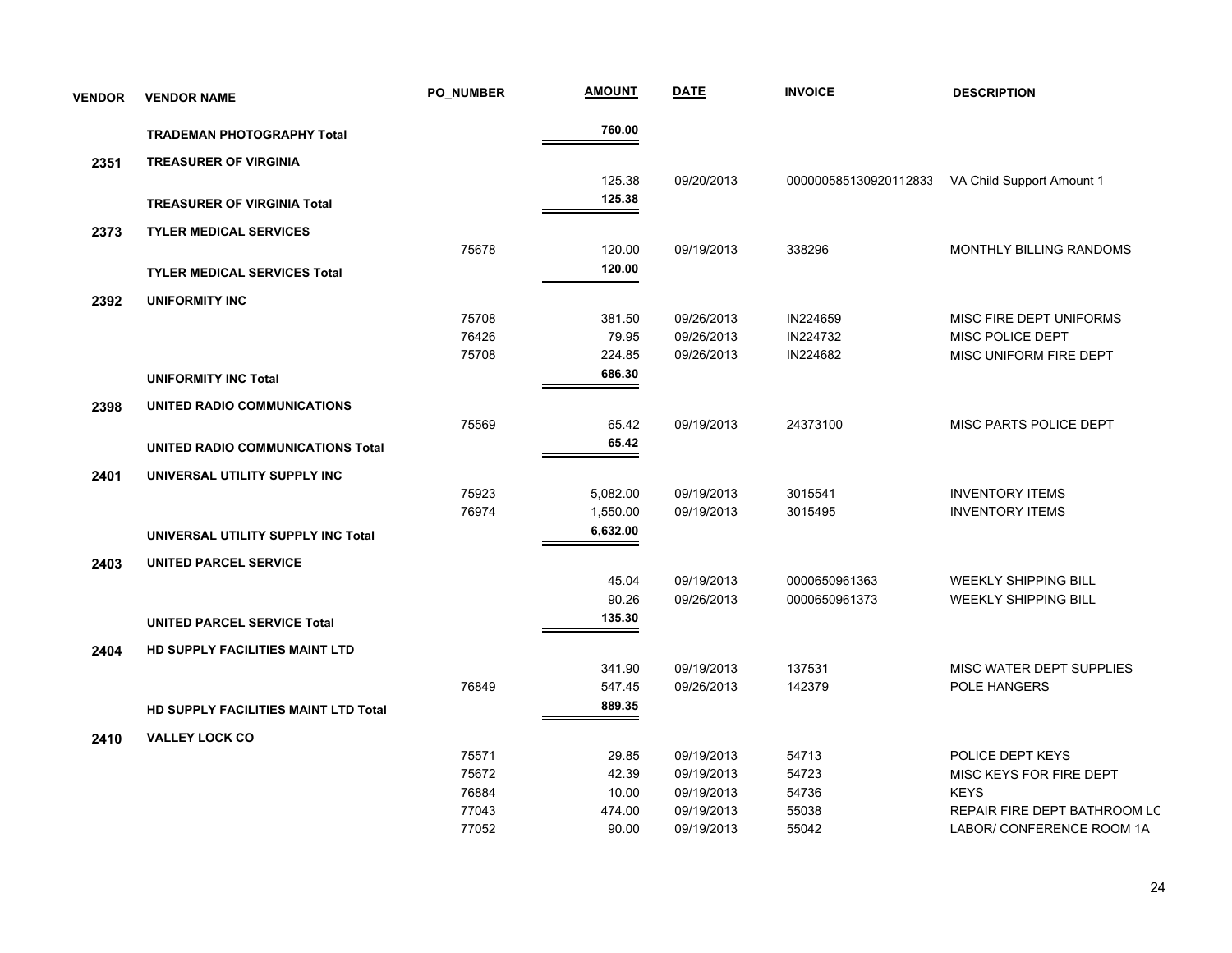| VENDOR | VENDOR NAME | PO_NUMBER | AMOUNT | DATE | INVOICE | DESCRIPTION |
|---|---|---|---|---|---|---|
| | **TRADEMAN PHOTOGRAPHY Total** | | **760.00** | | | |
| **2351** | **TREASURER OF VIRGINIA** | | | | | |
| | | | 125.38 | 09/20/2013 | 000000585130920112833 | VA Child Support Amount 1 |
| | **TREASURER OF VIRGINIA Total** | | **125.38** | | | |
| **2373** | **TYLER MEDICAL SERVICES** | | | | | |
| | | 75678 | 120.00 | 09/19/2013 | 338296 | MONTHLY BILLING RANDOMS |
| | **TYLER MEDICAL SERVICES Total** | | **120.00** | | | |
| **2392** | **UNIFORMITY INC** | | | | | |
| | | 75708 | 381.50 | 09/26/2013 | IN224659 | MISC FIRE DEPT UNIFORMS |
| | | 76426 | 79.95 | 09/26/2013 | IN224732 | MISC POLICE DEPT |
| | | 75708 | 224.85 | 09/26/2013 | IN224682 | MISC UNIFORM FIRE DEPT |
| | **UNIFORMITY INC Total** | | **686.30** | | | |
| **2398** | **UNITED RADIO COMMUNICATIONS** | | | | | |
| | | 75569 | 65.42 | 09/19/2013 | 24373100 | MISC PARTS POLICE DEPT |
| | **UNITED RADIO COMMUNICATIONS Total** | | **65.42** | | | |
| **2401** | **UNIVERSAL UTILITY SUPPLY INC** | | | | | |
| | | 75923 | 5,082.00 | 09/19/2013 | 3015541 | INVENTORY ITEMS |
| | | 76974 | 1,550.00 | 09/19/2013 | 3015495 | INVENTORY ITEMS |
| | **UNIVERSAL UTILITY SUPPLY INC Total** | | **6,632.00** | | | |
| **2403** | **UNITED PARCEL SERVICE** | | | | | |
| | | | 45.04 | 09/19/2013 | 0000650961363 | WEEKLY SHIPPING BILL |
| | | | 90.26 | 09/26/2013 | 0000650961373 | WEEKLY SHIPPING BILL |
| | **UNITED PARCEL SERVICE Total** | | **135.30** | | | |
| **2404** | **HD SUPPLY FACILITIES MAINT LTD** | | | | | |
| | | | 341.90 | 09/19/2013 | 137531 | MISC WATER DEPT SUPPLIES |
| | | 76849 | 547.45 | 09/26/2013 | 142379 | POLE HANGERS |
| | **HD SUPPLY FACILITIES MAINT LTD Total** | | **889.35** | | | |
| **2410** | **VALLEY LOCK CO** | | | | | |
| | | 75571 | 29.85 | 09/19/2013 | 54713 | POLICE DEPT KEYS |
| | | 75672 | 42.39 | 09/19/2013 | 54723 | MISC KEYS FOR FIRE DEPT |
| | | 76884 | 10.00 | 09/19/2013 | 54736 | KEYS |
| | | 77043 | 474.00 | 09/19/2013 | 55038 | REPAIR FIRE DEPT BATHROOM LC |
| | | 77052 | 90.00 | 09/19/2013 | 55042 | LABOR/ CONFERENCE ROOM 1A |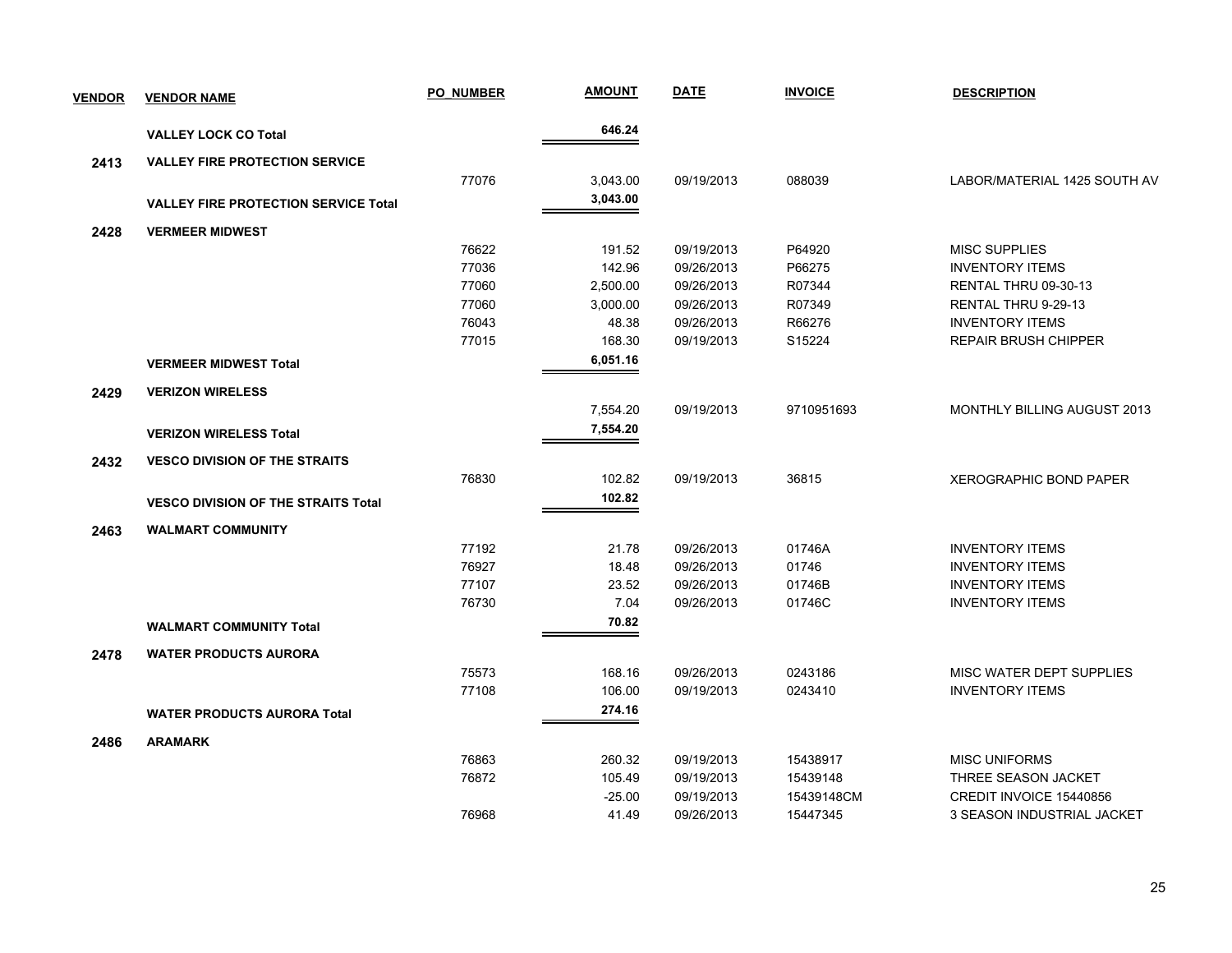| VENDOR | VENDOR NAME | PO_NUMBER | AMOUNT | DATE | INVOICE | DESCRIPTION |
|---|---|---|---|---|---|---|
| | **VALLEY LOCK CO Total** | | **646.24** | | | |
| **2413** | **VALLEY FIRE PROTECTION SERVICE** | | | | | |
| | | 77076 | 3,043.00 | 09/19/2013 | 088039 | LABOR/MATERIAL 1425 SOUTH AV |
| | **VALLEY FIRE PROTECTION SERVICE Total** | | **3,043.00** | | | |
| **2428** | **VERMEER MIDWEST** | | | | | |
| | | 76622 | 191.52 | 09/19/2013 | P64920 | MISC SUPPLIES |
| | | 77036 | 142.96 | 09/26/2013 | P66275 | INVENTORY ITEMS |
| | | 77060 | 2,500.00 | 09/26/2013 | R07344 | RENTAL THRU 09-30-13 |
| | | 77060 | 3,000.00 | 09/26/2013 | R07349 | RENTAL THRU 9-29-13 |
| | | 76043 | 48.38 | 09/26/2013 | R66276 | INVENTORY ITEMS |
| | | 77015 | 168.30 | 09/19/2013 | S15224 | REPAIR BRUSH CHIPPER |
| | **VERMEER MIDWEST Total** | | **6,051.16** | | | |
| **2429** | **VERIZON WIRELESS** | | | | | |
| | | | 7,554.20 | 09/19/2013 | 9710951693 | MONTHLY BILLING AUGUST 2013 |
| | **VERIZON WIRELESS Total** | | **7,554.20** | | | |
| **2432** | **VESCO DIVISION OF THE STRAITS** | | | | | |
| | | 76830 | 102.82 | 09/19/2013 | 36815 | XEROGRAPHIC BOND PAPER |
| | **VESCO DIVISION OF THE STRAITS Total** | | **102.82** | | | |
| **2463** | **WALMART COMMUNITY** | | | | | |
| | | 77192 | 21.78 | 09/26/2013 | 01746A | INVENTORY ITEMS |
| | | 76927 | 18.48 | 09/26/2013 | 01746 | INVENTORY ITEMS |
| | | 77107 | 23.52 | 09/26/2013 | 01746B | INVENTORY ITEMS |
| | | 76730 | 7.04 | 09/26/2013 | 01746C | INVENTORY ITEMS |
| | **WALMART COMMUNITY Total** | | **70.82** | | | |
| **2478** | **WATER PRODUCTS AURORA** | | | | | |
| | | 75573 | 168.16 | 09/26/2013 | 0243186 | MISC WATER DEPT SUPPLIES |
| | | 77108 | 106.00 | 09/19/2013 | 0243410 | INVENTORY ITEMS |
| | **WATER PRODUCTS AURORA Total** | | **274.16** | | | |
| **2486** | **ARAMARK** | | | | | |
| | | 76863 | 260.32 | 09/19/2013 | 15438917 | MISC UNIFORMS |
| | | 76872 | 105.49 | 09/19/2013 | 15439148 | THREE SEASON JACKET |
| | | | -25.00 | 09/19/2013 | 15439148CM | CREDIT INVOICE 15440856 |
| | | 76968 | 41.49 | 09/26/2013 | 15447345 | 3 SEASON INDUSTRIAL JACKET |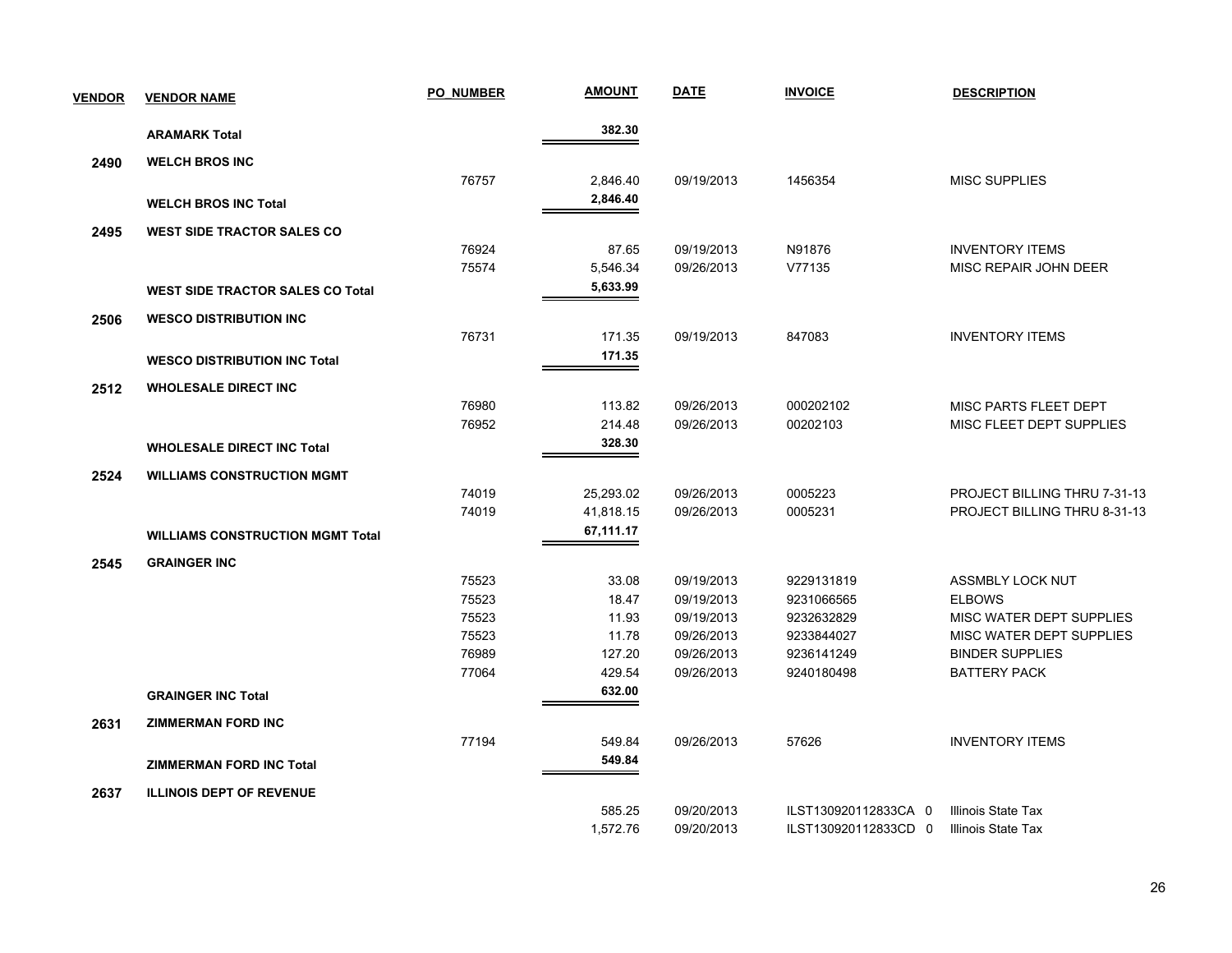| VENDOR | VENDOR NAME | PO_NUMBER | AMOUNT | DATE | INVOICE | DESCRIPTION |
|---|---|---|---|---|---|---|
| | **ARAMARK Total** | | **382.30** | | | |
| **2490** | **WELCH BROS INC** | | | | | |
| | | 76757 | 2,846.40 | 09/19/2013 | 1456354 | MISC SUPPLIES |
| | **WELCH BROS INC Total** | | **2,846.40** | | | |
| **2495** | **WEST SIDE TRACTOR SALES CO** | | | | | |
| | | 76924 | 87.65 | 09/19/2013 | N91876 | INVENTORY ITEMS |
| | | 75574 | 5,546.34 | 09/26/2013 | V77135 | MISC REPAIR JOHN DEER |
| | **WEST SIDE TRACTOR SALES CO Total** | | **5,633.99** | | | |
| **2506** | **WESCO DISTRIBUTION INC** | | | | | |
| | | 76731 | 171.35 | 09/19/2013 | 847083 | INVENTORY ITEMS |
| | **WESCO DISTRIBUTION INC Total** | | **171.35** | | | |
| **2512** | **WHOLESALE DIRECT INC** | | | | | |
| | | 76980 | 113.82 | 09/26/2013 | 000202102 | MISC PARTS FLEET DEPT |
| | | 76952 | 214.48 | 09/26/2013 | 00202103 | MISC FLEET DEPT SUPPLIES |
| | **WHOLESALE DIRECT INC Total** | | **328.30** | | | |
| **2524** | **WILLIAMS CONSTRUCTION MGMT** | | | | | |
| | | 74019 | 25,293.02 | 09/26/2013 | 0005223 | PROJECT BILLING THRU 7-31-13 |
| | | 74019 | 41,818.15 | 09/26/2013 | 0005231 | PROJECT BILLING THRU 8-31-13 |
| | **WILLIAMS CONSTRUCTION MGMT Total** | | **67,111.17** | | | |
| **2545** | **GRAINGER INC** | | | | | |
| | | 75523 | 33.08 | 09/19/2013 | 9229131819 | ASSMBLY LOCK NUT |
| | | 75523 | 18.47 | 09/19/2013 | 9231066565 | ELBOWS |
| | | 75523 | 11.93 | 09/19/2013 | 9232632829 | MISC WATER DEPT SUPPLIES |
| | | 75523 | 11.78 | 09/26/2013 | 9233844027 | MISC WATER DEPT SUPPLIES |
| | | 76989 | 127.20 | 09/26/2013 | 9236141249 | BINDER SUPPLIES |
| | | 77064 | 429.54 | 09/26/2013 | 9240180498 | BATTERY PACK |
| | **GRAINGER INC Total** | | **632.00** | | | |
| **2631** | **ZIMMERMAN FORD INC** | | | | | |
| | | 77194 | 549.84 | 09/26/2013 | 57626 | INVENTORY ITEMS |
| | **ZIMMERMAN FORD INC Total** | | **549.84** | | | |
| **2637** | **ILLINOIS DEPT OF REVENUE** | | | | | |
| | | | 585.25 | 09/20/2013 | ILST130920112833CA 0 | Illinois State Tax |
| | | | 1,572.76 | 09/20/2013 | ILST130920112833CD 0 | Illinois State Tax |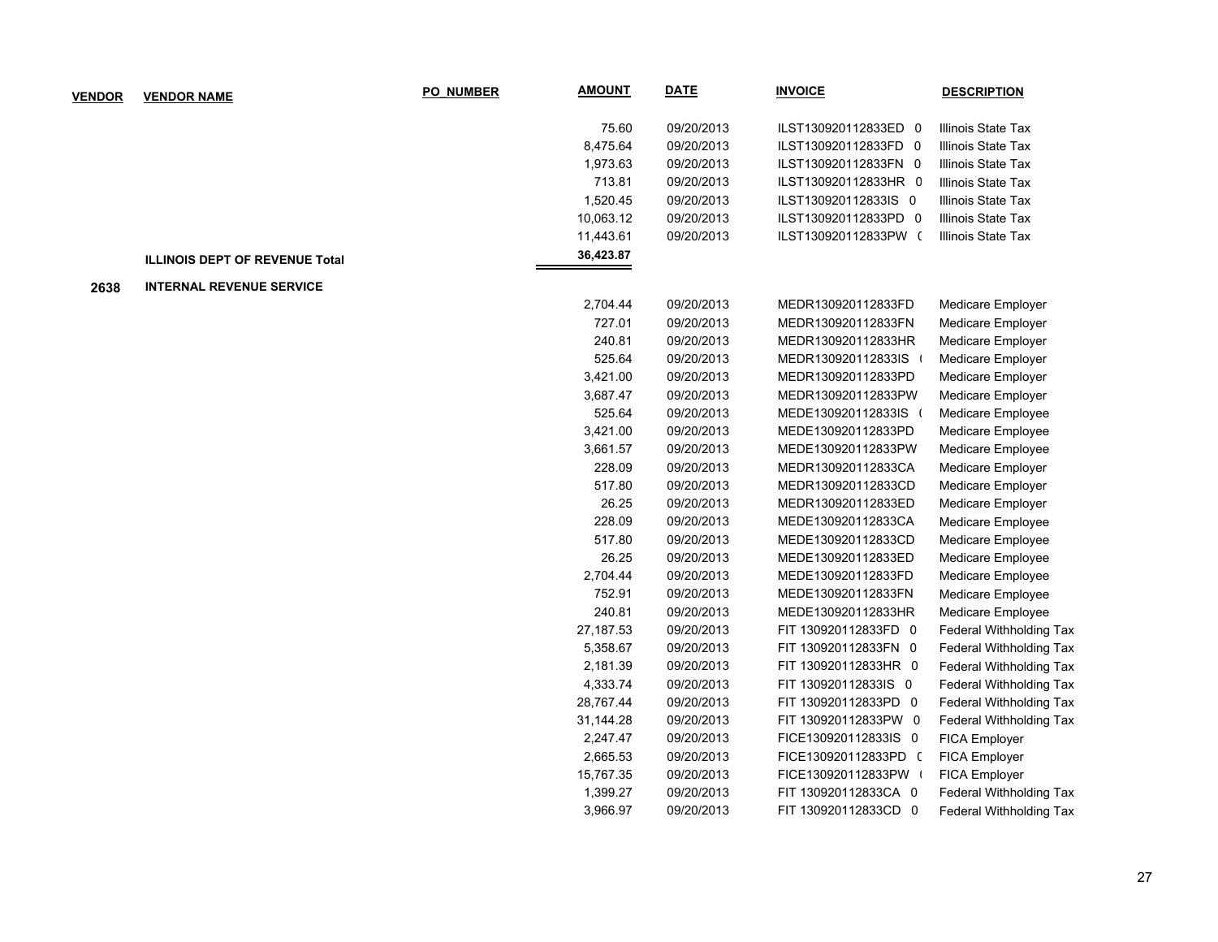| VENDOR | VENDOR NAME | PO_NUMBER | AMOUNT | DATE | INVOICE | DESCRIPTION |
|---|---|---|---|---|---|---|
| | | | 75.60 | 09/20/2013 | ILST130920112833ED 0 | Illinois State Tax |
| | | | 8,475.64 | 09/20/2013 | ILST130920112833FD 0 | Illinois State Tax |
| | | | 1,973.63 | 09/20/2013 | ILST130920112833FN 0 | Illinois State Tax |
| | | | 713.81 | 09/20/2013 | ILST130920112833HR 0 | Illinois State Tax |
| | | | 1,520.45 | 09/20/2013 | ILST130920112833IS 0 | Illinois State Tax |
| | | | 10,063.12 | 09/20/2013 | ILST130920112833PD 0 | Illinois State Tax |
| | | | 11,443.61 | 09/20/2013 | ILST130920112833PW ( | Illinois State Tax |
| | **ILLINOIS DEPT OF REVENUE Total** | | **36,423.87** | | | |
| **2638** | **INTERNAL REVENUE SERVICE** | | | | | |
| | | | 2,704.44 | 09/20/2013 | MEDR130920112833FD | Medicare Employer |
| | | | 727.01 | 09/20/2013 | MEDR130920112833FN | Medicare Employer |
| | | | 240.81 | 09/20/2013 | MEDR130920112833HR | Medicare Employer |
| | | | 525.64 | 09/20/2013 | MEDR130920112833IS ( | Medicare Employer |
| | | | 3,421.00 | 09/20/2013 | MEDR130920112833PD | Medicare Employer |
| | | | 3,687.47 | 09/20/2013 | MEDR130920112833PW | Medicare Employer |
| | | | 525.64 | 09/20/2013 | MEDE130920112833IS ( | Medicare Employee |
| | | | 3,421.00 | 09/20/2013 | MEDE130920112833PD | Medicare Employee |
| | | | 3,661.57 | 09/20/2013 | MEDE130920112833PW | Medicare Employee |
| | | | 228.09 | 09/20/2013 | MEDR130920112833CA | Medicare Employer |
| | | | 517.80 | 09/20/2013 | MEDR130920112833CD | Medicare Employer |
| | | | 26.25 | 09/20/2013 | MEDR130920112833ED | Medicare Employer |
| | | | 228.09 | 09/20/2013 | MEDE130920112833CA | Medicare Employee |
| | | | 517.80 | 09/20/2013 | MEDE130920112833CD | Medicare Employee |
| | | | 26.25 | 09/20/2013 | MEDE130920112833ED | Medicare Employee |
| | | | 2,704.44 | 09/20/2013 | MEDE130920112833FD | Medicare Employee |
| | | | 752.91 | 09/20/2013 | MEDE130920112833FN | Medicare Employee |
| | | | 240.81 | 09/20/2013 | MEDE130920112833HR | Medicare Employee |
| | | | 27,187.53 | 09/20/2013 | FIT 130920112833FD 0 | Federal Withholding Tax |
| | | | 5,358.67 | 09/20/2013 | FIT 130920112833FN 0 | Federal Withholding Tax |
| | | | 2,181.39 | 09/20/2013 | FIT 130920112833HR 0 | Federal Withholding Tax |
| | | | 4,333.74 | 09/20/2013 | FIT 130920112833IS 0 | Federal Withholding Tax |
| | | | 28,767.44 | 09/20/2013 | FIT 130920112833PD 0 | Federal Withholding Tax |
| | | | 31,144.28 | 09/20/2013 | FIT 130920112833PW 0 | Federal Withholding Tax |
| | | | 2,247.47 | 09/20/2013 | FICE130920112833IS 0 | FICA Employer |
| | | | 2,665.53 | 09/20/2013 | FICE130920112833PD ( | FICA Employer |
| | | | 15,767.35 | 09/20/2013 | FICE130920112833PW ( | FICA Employer |
| | | | 1,399.27 | 09/20/2013 | FIT 130920112833CA 0 | Federal Withholding Tax |
| | | | 3,966.97 | 09/20/2013 | FIT 130920112833CD 0 | Federal Withholding Tax |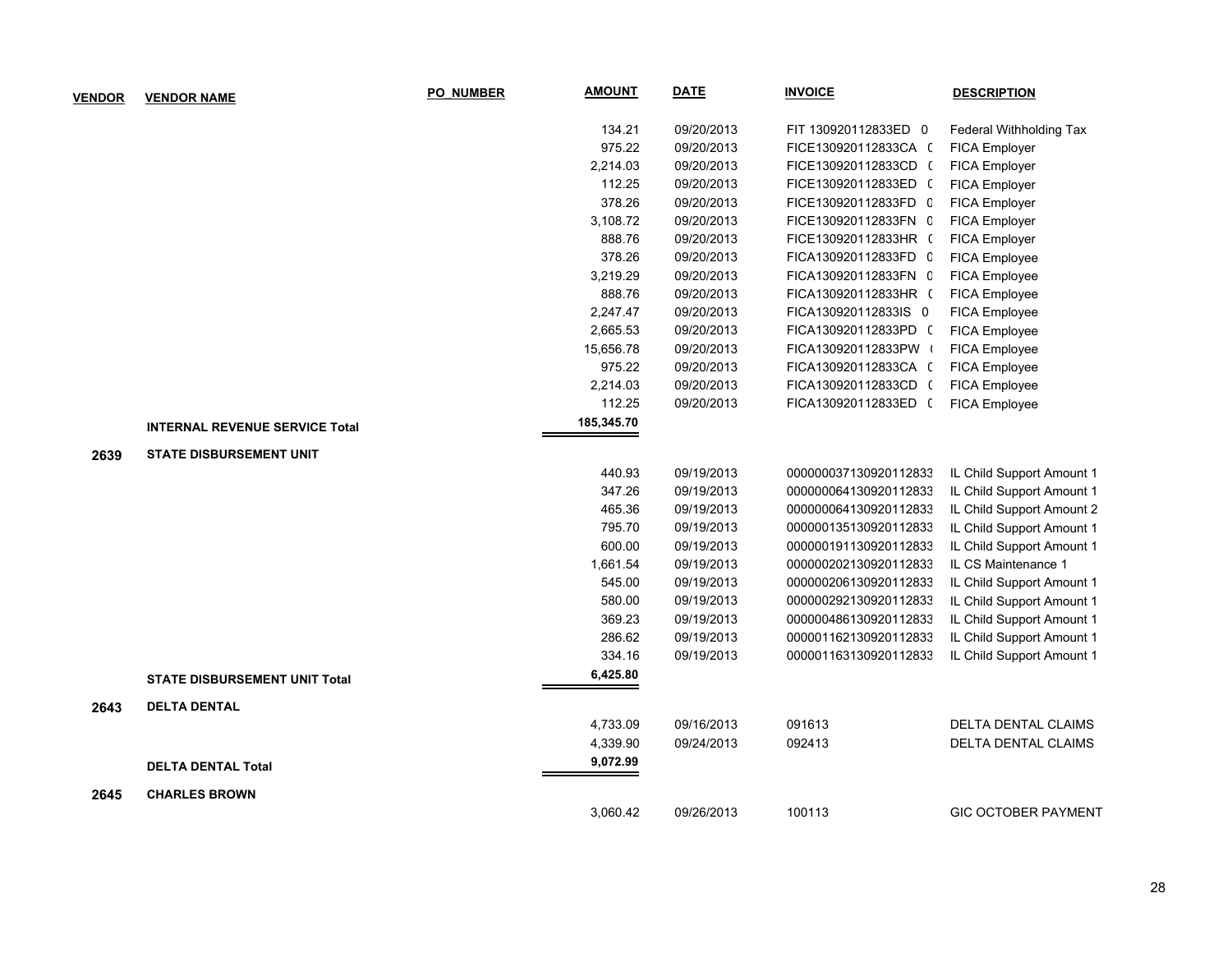| VENDOR | VENDOR NAME | PO_NUMBER | AMOUNT | DATE | INVOICE | DESCRIPTION |
|---|---|---|---|---|---|---|
| | | | 134.21 | 09/20/2013 | FIT 130920112833ED 0 | Federal Withholding Tax |
| | | | 975.22 | 09/20/2013 | FICE130920112833CA ( | FICA Employer |
| | | | 2,214.03 | 09/20/2013 | FICE130920112833CD ( | FICA Employer |
| | | | 112.25 | 09/20/2013 | FICE130920112833ED ( | FICA Employer |
| | | | 378.26 | 09/20/2013 | FICE130920112833FD 0 | FICA Employer |
| | | | 3,108.72 | 09/20/2013 | FICE130920112833FN 0 | FICA Employer |
| | | | 888.76 | 09/20/2013 | FICE130920112833HR ( | FICA Employer |
| | | | 378.26 | 09/20/2013 | FICA130920112833FD 0 | FICA Employee |
| | | | 3,219.29 | 09/20/2013 | FICA130920112833FN 0 | FICA Employee |
| | | | 888.76 | 09/20/2013 | FICA130920112833HR ( | FICA Employee |
| | | | 2,247.47 | 09/20/2013 | FICA130920112833IS 0 | FICA Employee |
| | | | 2,665.53 | 09/20/2013 | FICA130920112833PD ( | FICA Employee |
| | | | 15,656.78 | 09/20/2013 | FICA130920112833PW ( | FICA Employee |
| | | | 975.22 | 09/20/2013 | FICA130920112833CA ( | FICA Employee |
| | | | 2,214.03 | 09/20/2013 | FICA130920112833CD ( | FICA Employee |
| | | | 112.25 | 09/20/2013 | FICA130920112833ED ( | FICA Employee |
| | **INTERNAL REVENUE SERVICE Total** | | **185,345.70** | | | |
| **2639** | **STATE DISBURSEMENT UNIT** | | | | | |
| | | | 440.93 | 09/19/2013 | 000000037130920112833 | IL Child Support Amount 1 |
| | | | 347.26 | 09/19/2013 | 000000064130920112833 | IL Child Support Amount 1 |
| | | | 465.36 | 09/19/2013 | 000000064130920112833 | IL Child Support Amount 2 |
| | | | 795.70 | 09/19/2013 | 000000135130920112833 | IL Child Support Amount 1 |
| | | | 600.00 | 09/19/2013 | 000000191130920112833 | IL Child Support Amount 1 |
| | | | 1,661.54 | 09/19/2013 | 000000202130920112833 | IL CS Maintenance 1 |
| | | | 545.00 | 09/19/2013 | 000000206130920112833 | IL Child Support Amount 1 |
| | | | 580.00 | 09/19/2013 | 000000292130920112833 | IL Child Support Amount 1 |
| | | | 369.23 | 09/19/2013 | 000000486130920112833 | IL Child Support Amount 1 |
| | | | 286.62 | 09/19/2013 | 000001162130920112833 | IL Child Support Amount 1 |
| | | | 334.16 | 09/19/2013 | 000001163130920112833 | IL Child Support Amount 1 |
| | **STATE DISBURSEMENT UNIT Total** | | **6,425.80** | | | |
| **2643** | **DELTA DENTAL** | | | | | |
| | | | 4,733.09 | 09/16/2013 | 091613 | DELTA DENTAL CLAIMS |
| | | | 4,339.90 | 09/24/2013 | 092413 | DELTA DENTAL CLAIMS |
| | **DELTA DENTAL Total** | | **9,072.99** | | | |
| **2645** | **CHARLES BROWN** | | | | | |
| | | | 3,060.42 | 09/26/2013 | 100113 | GIC OCTOBER PAYMENT |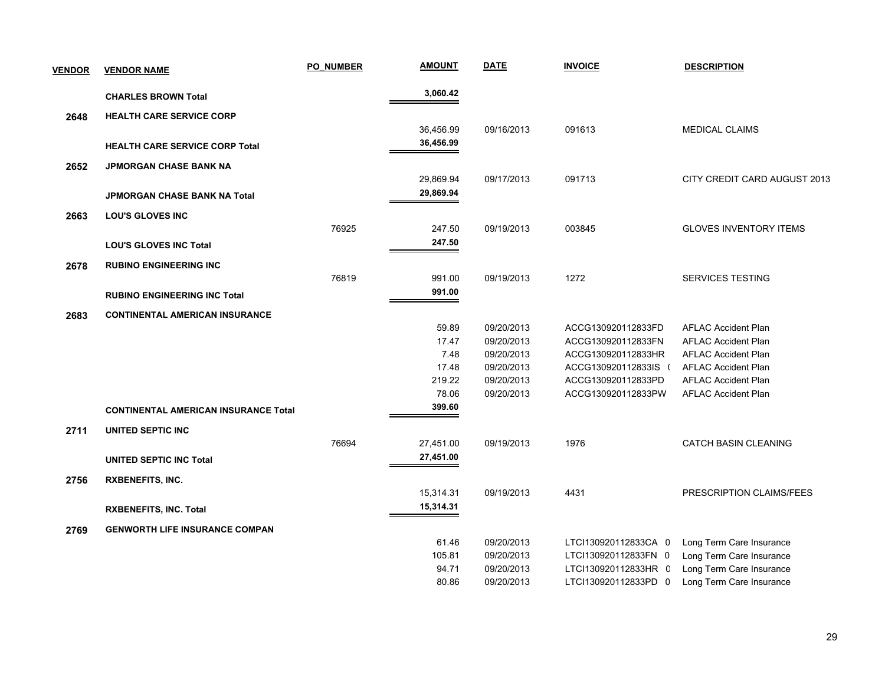| VENDOR | VENDOR NAME | PO_NUMBER | AMOUNT | DATE | INVOICE | DESCRIPTION |
|---|---|---|---|---|---|---|
| | **CHARLES BROWN Total** | | **3,060.42** | | | |
| **2648** | **HEALTH CARE SERVICE CORP** | | | | | |
| | | | 36,456.99 | 09/16/2013 | 091613 | MEDICAL CLAIMS |
| | **HEALTH CARE SERVICE CORP Total** | | **36,456.99** | | | |
| **2652** | **JPMORGAN CHASE BANK NA** | | | | | |
| | | | 29,869.94 | 09/17/2013 | 091713 | CITY CREDIT CARD AUGUST 2013 |
| | **JPMORGAN CHASE BANK NA Total** | | **29,869.94** | | | |
| **2663** | **LOU'S GLOVES INC** | | | | | |
| | | 76925 | 247.50 | 09/19/2013 | 003845 | GLOVES INVENTORY ITEMS |
| | **LOU'S GLOVES INC Total** | | **247.50** | | | |
| **2678** | **RUBINO ENGINEERING INC** | | | | | |
| | | 76819 | 991.00 | 09/19/2013 | 1272 | SERVICES TESTING |
| | **RUBINO ENGINEERING INC Total** | | **991.00** | | | |
| **2683** | **CONTINENTAL AMERICAN INSURANCE** | | | | | |
| | | | 59.89 | 09/20/2013 | ACCG130920112833FD | AFLAC Accident Plan |
| | | | 17.47 | 09/20/2013 | ACCG130920112833FN | AFLAC Accident Plan |
| | | | 7.48 | 09/20/2013 | ACCG130920112833HR | AFLAC Accident Plan |
| | | | 17.48 | 09/20/2013 | ACCG130920112833IS ( | AFLAC Accident Plan |
| | | | 219.22 | 09/20/2013 | ACCG130920112833PD | AFLAC Accident Plan |
| | | | 78.06 | 09/20/2013 | ACCG130920112833PW | AFLAC Accident Plan |
| | **CONTINENTAL AMERICAN INSURANCE Total** | | **399.60** | | | |
| **2711** | **UNITED SEPTIC INC** | | | | | |
| | | 76694 | 27,451.00 | 09/19/2013 | 1976 | CATCH BASIN CLEANING |
| | **UNITED SEPTIC INC Total** | | **27,451.00** | | | |
| **2756** | **RXBENEFITS, INC.** | | | | | |
| | | | 15,314.31 | 09/19/2013 | 4431 | PRESCRIPTION CLAIMS/FEES |
| | **RXBENEFITS, INC. Total** | | **15,314.31** | | | |
| **2769** | **GENWORTH LIFE INSURANCE COMPAN** | | | | | |
| | | | 61.46 | 09/20/2013 | LTCI130920112833CA 0 | Long Term Care Insurance |
| | | | 105.81 | 09/20/2013 | LTCI130920112833FN 0 | Long Term Care Insurance |
| | | | 94.71 | 09/20/2013 | LTCI130920112833HR 0 | Long Term Care Insurance |
| | | | 80.86 | 09/20/2013 | LTCI130920112833PD 0 | Long Term Care Insurance |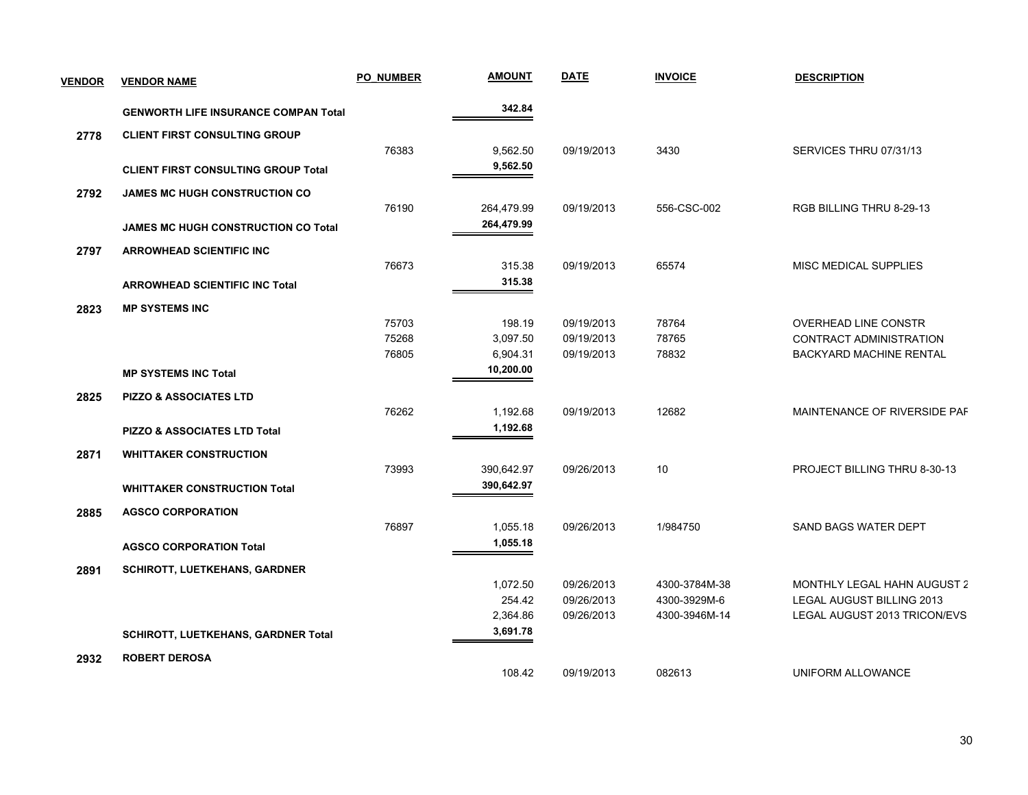| VENDOR | VENDOR NAME | PO_NUMBER | AMOUNT | DATE | INVOICE | DESCRIPTION |
|---|---|---|---|---|---|---|
| | **GENWORTH LIFE INSURANCE COMPAN Total** | | **342.84** | | | |
| **2778** | **CLIENT FIRST CONSULTING GROUP** | | | | | |
| | | 76383 | 9,562.50 | 09/19/2013 | 3430 | SERVICES THRU 07/31/13 |
| | **CLIENT FIRST CONSULTING GROUP Total** | | **9,562.50** | | | |
| **2792** | **JAMES MC HUGH CONSTRUCTION CO** | | | | | |
| | | 76190 | 264,479.99 | 09/19/2013 | 556-CSC-002 | RGB BILLING THRU 8-29-13 |
| | **JAMES MC HUGH CONSTRUCTION CO Total** | | **264,479.99** | | | |
| **2797** | **ARROWHEAD SCIENTIFIC INC** | | | | | |
| | | 76673 | 315.38 | 09/19/2013 | 65574 | MISC MEDICAL SUPPLIES |
| | **ARROWHEAD SCIENTIFIC INC Total** | | **315.38** | | | |
| **2823** | **MP SYSTEMS INC** | | | | | |
| | | 75703 | 198.19 | 09/19/2013 | 78764 | OVERHEAD LINE CONSTR |
| | | 75268 | 3,097.50 | 09/19/2013 | 78765 | CONTRACT ADMINISTRATION |
| | | 76805 | 6,904.31 | 09/19/2013 | 78832 | BACKYARD MACHINE RENTAL |
| | **MP SYSTEMS INC Total** | | **10,200.00** | | | |
| **2825** | **PIZZO & ASSOCIATES LTD** | | | | | |
| | | 76262 | 1,192.68 | 09/19/2013 | 12682 | MAINTENANCE OF RIVERSIDE PAF |
| | **PIZZO & ASSOCIATES LTD Total** | | **1,192.68** | | | |
| **2871** | **WHITTAKER CONSTRUCTION** | | | | | |
| | | 73993 | 390,642.97 | 09/26/2013 | 10 | PROJECT BILLING THRU 8-30-13 |
| | **WHITTAKER CONSTRUCTION Total** | | **390,642.97** | | | |
| **2885** | **AGSCO CORPORATION** | | | | | |
| | | 76897 | 1,055.18 | 09/26/2013 | 1/984750 | SAND BAGS WATER DEPT |
| | **AGSCO CORPORATION Total** | | **1,055.18** | | | |
| **2891** | **SCHIROTT, LUETKEHANS, GARDNER** | | | | | |
| | | | 1,072.50 | 09/26/2013 | 4300-3784M-38 | MONTHLY LEGAL HAHN AUGUST 2 |
| | | | 254.42 | 09/26/2013 | 4300-3929M-6 | LEGAL AUGUST BILLING 2013 |
| | | | 2,364.86 | 09/26/2013 | 4300-3946M-14 | LEGAL AUGUST 2013 TRICON/EVS |
| | **SCHIROTT, LUETKEHANS, GARDNER Total** | | **3,691.78** | | | |
| **2932** | **ROBERT DEROSA** | | | | | |
| | | | 108.42 | 09/19/2013 | 082613 | UNIFORM ALLOWANCE |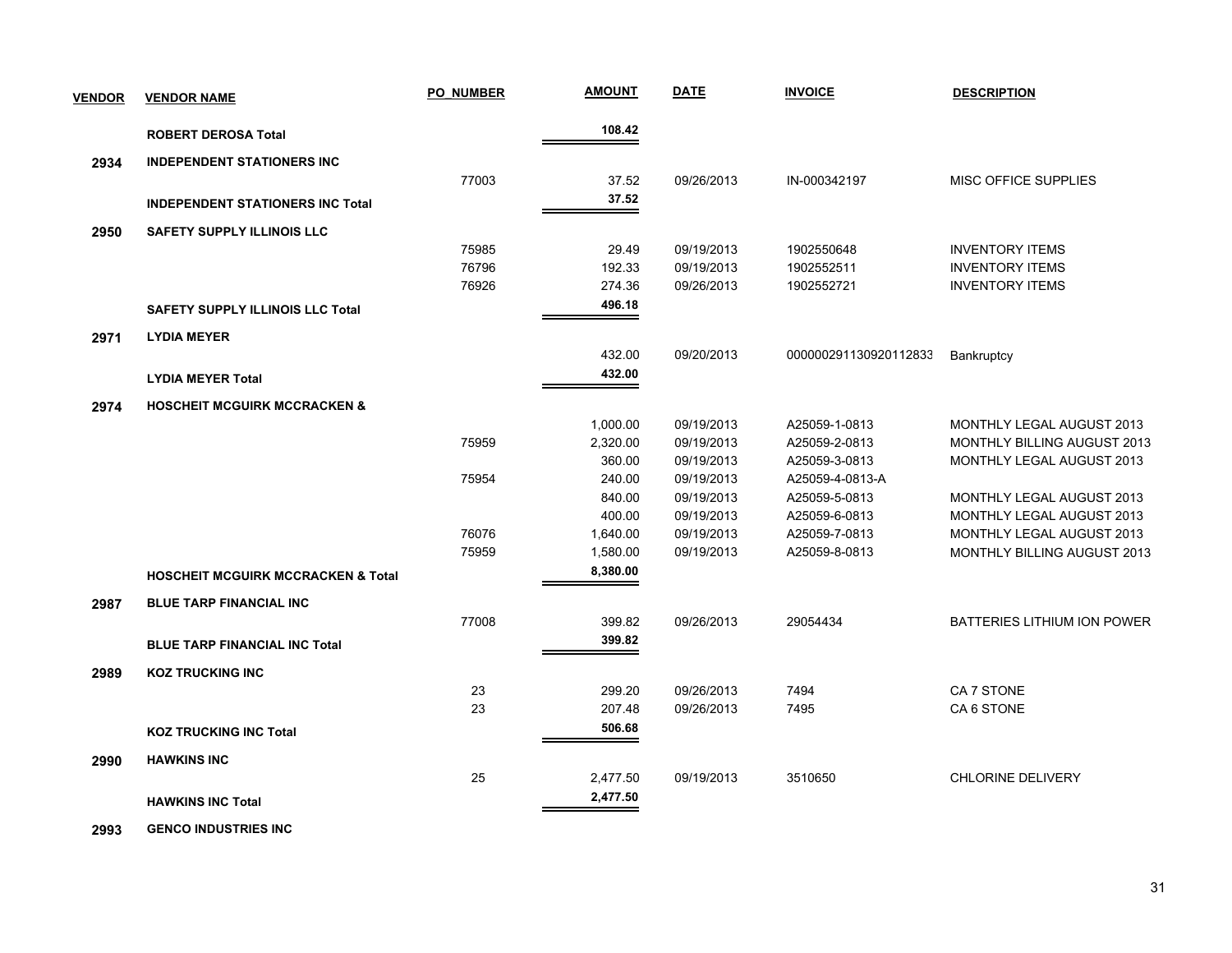| VENDOR | VENDOR NAME | PO_NUMBER | AMOUNT | DATE | INVOICE | DESCRIPTION |
|---|---|---|---|---|---|---|
| | **ROBERT DEROSA Total** | | **108.42** | | | |
| **2934** | **INDEPENDENT STATIONERS INC** | | | | | |
| | | 77003 | 37.52 | 09/26/2013 | IN-000342197 | MISC OFFICE SUPPLIES |
| | **INDEPENDENT STATIONERS INC Total** | | **37.52** | | | |
| **2950** | **SAFETY SUPPLY ILLINOIS LLC** | | | | | |
| | | 75985 | 29.49 | 09/19/2013 | 1902550648 | INVENTORY ITEMS |
| | | 76796 | 192.33 | 09/19/2013 | 1902552511 | INVENTORY ITEMS |
| | | 76926 | 274.36 | 09/26/2013 | 1902552721 | INVENTORY ITEMS |
| | **SAFETY SUPPLY ILLINOIS LLC Total** | | **496.18** | | | |
| **2971** | **LYDIA MEYER** | | | | | |
| | | | 432.00 | 09/20/2013 | 000000291130920112833 | Bankruptcy |
| | **LYDIA MEYER Total** | | **432.00** | | | |
| **2974** | **HOSCHEIT MCGUIRK MCCRACKEN &** | | | | | |
| | | | 1,000.00 | 09/19/2013 | A25059-1-0813 | MONTHLY LEGAL AUGUST 2013 |
| | | 75959 | 2,320.00 | 09/19/2013 | A25059-2-0813 | MONTHLY BILLING AUGUST 2013 |
| | | | 360.00 | 09/19/2013 | A25059-3-0813 | MONTHLY LEGAL AUGUST 2013 |
| | | 75954 | 240.00 | 09/19/2013 | A25059-4-0813-A | |
| | | | 840.00 | 09/19/2013 | A25059-5-0813 | MONTHLY LEGAL AUGUST 2013 |
| | | | 400.00 | 09/19/2013 | A25059-6-0813 | MONTHLY LEGAL AUGUST 2013 |
| | | 76076 | 1,640.00 | 09/19/2013 | A25059-7-0813 | MONTHLY LEGAL AUGUST 2013 |
| | | 75959 | 1,580.00 | 09/19/2013 | A25059-8-0813 | MONTHLY BILLING AUGUST 2013 |
| | **HOSCHEIT MCGUIRK MCCRACKEN & Total** | | **8,380.00** | | | |
| **2987** | **BLUE TARP FINANCIAL INC** | | | | | |
| | | 77008 | 399.82 | 09/26/2013 | 29054434 | BATTERIES LITHIUM ION POWER |
| | **BLUE TARP FINANCIAL INC Total** | | **399.82** | | | |
| **2989** | **KOZ TRUCKING INC** | | | | | |
| | | 23 | 299.20 | 09/26/2013 | 7494 | CA 7 STONE |
| | | 23 | 207.48 | 09/26/2013 | 7495 | CA 6 STONE |
| | **KOZ TRUCKING INC Total** | | **506.68** | | | |
| **2990** | **HAWKINS INC** | | | | | |
| | | 25 | 2,477.50 | 09/19/2013 | 3510650 | CHLORINE DELIVERY |
| | **HAWKINS INC Total** | | **2,477.50** | | | |
| **2993** | **GENCO INDUSTRIES INC** | | | | | |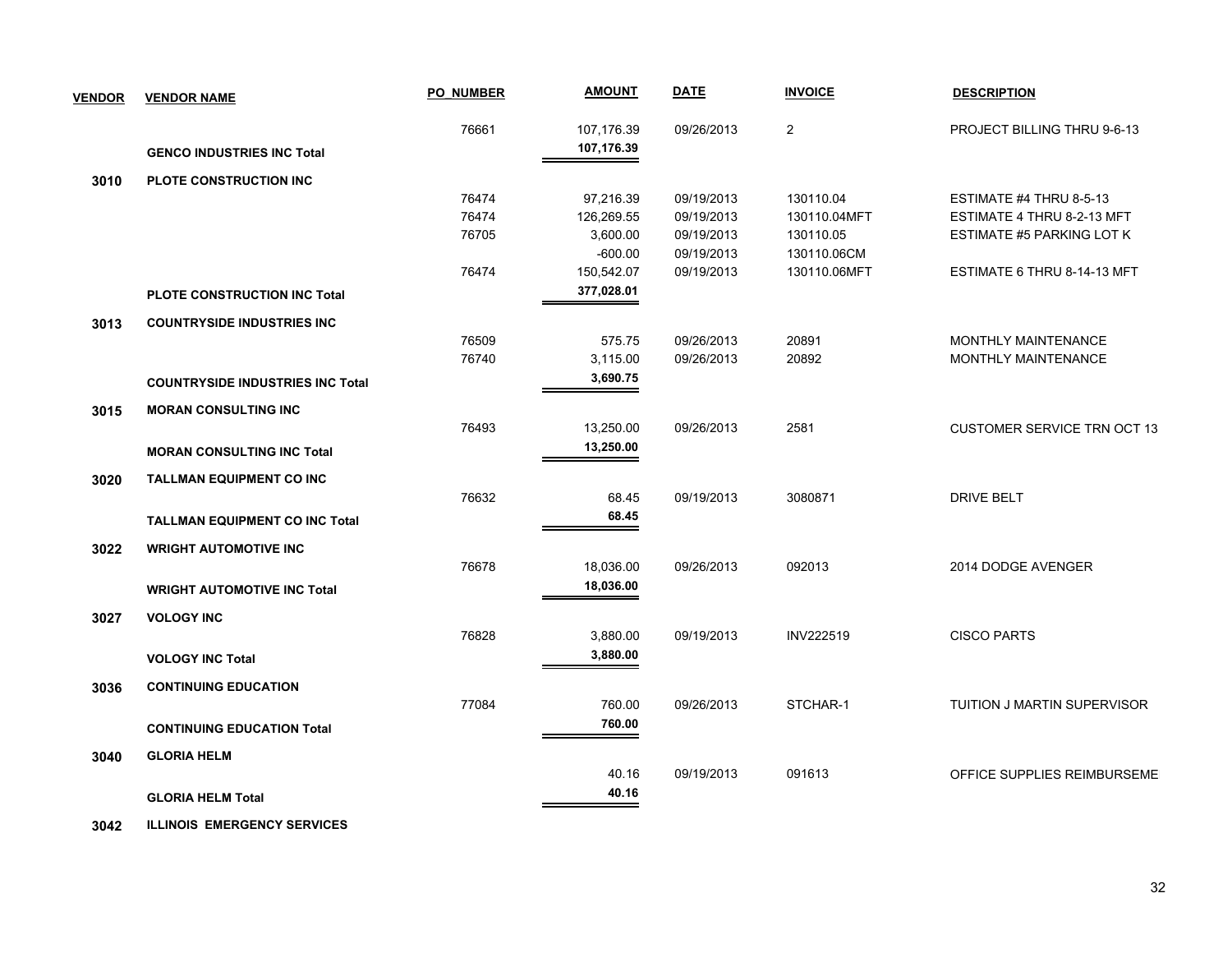| VENDOR | VENDOR NAME | PO_NUMBER | AMOUNT | DATE | INVOICE | DESCRIPTION |
|---|---|---|---|---|---|---|
| | | 76661 | 107,176.39 | 09/26/2013 | 2 | PROJECT BILLING THRU 9-6-13 |
| | **GENCO INDUSTRIES INC Total** | | **107,176.39** | | | |
| **3010** | **PLOTE CONSTRUCTION INC** | | | | | |
| | | 76474 | 97,216.39 | 09/19/2013 | 130110.04 | ESTIMATE #4 THRU 8-5-13 |
| | | 76474 | 126,269.55 | 09/19/2013 | 130110.04MFT | ESTIMATE 4 THRU 8-2-13 MFT |
| | | 76705 | 3,600.00 | 09/19/2013 | 130110.05 | ESTIMATE #5 PARKING LOT K |
| | | | -600.00 | 09/19/2013 | 130110.06CM | |
| | | 76474 | 150,542.07 | 09/19/2013 | 130110.06MFT | ESTIMATE 6 THRU 8-14-13 MFT |
| | **PLOTE CONSTRUCTION INC Total** | | **377,028.01** | | | |
| **3013** | **COUNTRYSIDE INDUSTRIES INC** | | | | | |
| | | 76509 | 575.75 | 09/26/2013 | 20891 | MONTHLY MAINTENANCE |
| | | 76740 | 3,115.00 | 09/26/2013 | 20892 | MONTHLY MAINTENANCE |
| | **COUNTRYSIDE INDUSTRIES INC Total** | | **3,690.75** | | | |
| **3015** | **MORAN CONSULTING INC** | | | | | |
| | | 76493 | 13,250.00 | 09/26/2013 | 2581 | CUSTOMER SERVICE TRN OCT 13 |
| | **MORAN CONSULTING INC Total** | | **13,250.00** | | | |
| **3020** | **TALLMAN EQUIPMENT CO INC** | | | | | |
| | | 76632 | 68.45 | 09/19/2013 | 3080871 | DRIVE BELT |
| | **TALLMAN EQUIPMENT CO INC Total** | | **68.45** | | | |
| **3022** | **WRIGHT AUTOMOTIVE INC** | | | | | |
| | | 76678 | 18,036.00 | 09/26/2013 | 092013 | 2014 DODGE AVENGER |
| | **WRIGHT AUTOMOTIVE INC Total** | | **18,036.00** | | | |
| **3027** | **VOLOGY INC** | | | | | |
| | | 76828 | 3,880.00 | 09/19/2013 | INV222519 | CISCO PARTS |
| | **VOLOGY INC Total** | | **3,880.00** | | | |
| **3036** | **CONTINUING EDUCATION** | | | | | |
| | | 77084 | 760.00 | 09/26/2013 | STCHAR-1 | TUITION J MARTIN SUPERVISOR |
| | **CONTINUING EDUCATION Total** | | **760.00** | | | |
| **3040** | **GLORIA HELM** | | | | | |
| | | | 40.16 | 09/19/2013 | 091613 | OFFICE SUPPLIES REIMBURSEME |
| | **GLORIA HELM Total** | | **40.16** | | | |
| **3042** | **ILLINOIS EMERGENCY SERVICES** | | | | | |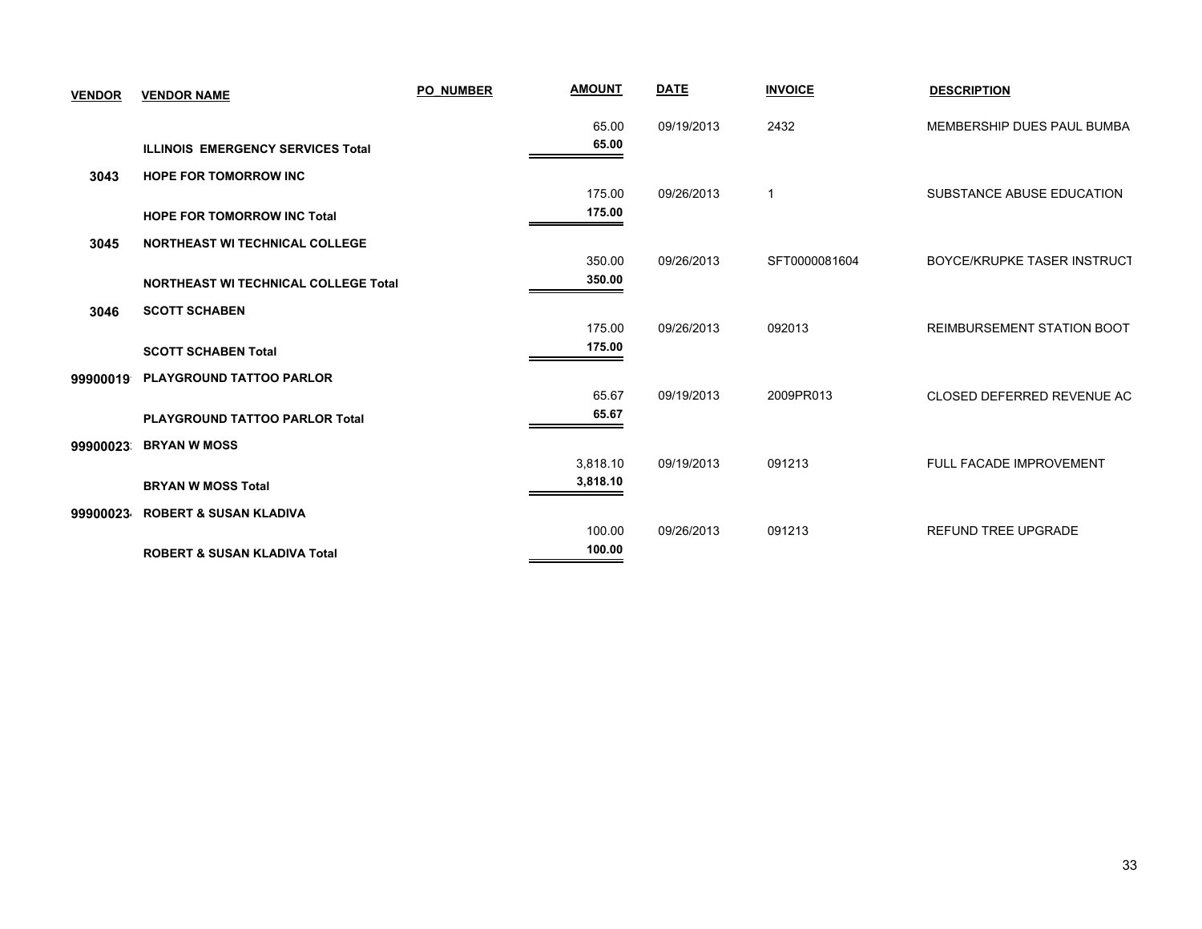| VENDOR | VENDOR NAME | PO_NUMBER | AMOUNT | DATE | INVOICE | DESCRIPTION |
|---|---|---|---|---|---|---|
| | | | 65.00 | 09/19/2013 | 2432 | MEMBERSHIP DUES PAUL BUMBA |
| | **ILLINOIS EMERGENCY SERVICES Total** | | **65.00** | | | |
| **3043** | **HOPE FOR TOMORROW INC** | | | | | |
| | | | 175.00 | 09/26/2013 | 1 | SUBSTANCE ABUSE EDUCATION |
| | **HOPE FOR TOMORROW INC Total** | | **175.00** | | | |
| **3045** | **NORTHEAST WI TECHNICAL COLLEGE** | | | | | |
| | | | 350.00 | 09/26/2013 | SFT0000081604 | BOYCE/KRUPKE TASER INSTRUCT |
| | **NORTHEAST WI TECHNICAL COLLEGE Total** | | **350.00** | | | |
| **3046** | **SCOTT SCHABEN** | | | | | |
| | | | 175.00 | 09/26/2013 | 092013 | REIMBURSEMENT STATION BOOT |
| | **SCOTT SCHABEN Total** | | **175.00** | | | |
| **99900019** | **PLAYGROUND TATTOO PARLOR** | | | | | |
| | | | 65.67 | 09/19/2013 | 2009PR013 | CLOSED DEFERRED REVENUE AC |
| | **PLAYGROUND TATTOO PARLOR Total** | | **65.67** | | | |
| **99900023** | **BRYAN W MOSS** | | | | | |
| | | | 3,818.10 | 09/19/2013 | 091213 | FULL FACADE IMPROVEMENT |
| | **BRYAN W MOSS Total** | | **3,818.10** | | | |
| **99900023** | **ROBERT & SUSAN KLADIVA** | | | | | |
| | | | 100.00 | 09/26/2013 | 091213 | REFUND TREE UPGRADE |
| | **ROBERT & SUSAN KLADIVA Total** | | **100.00** | | | |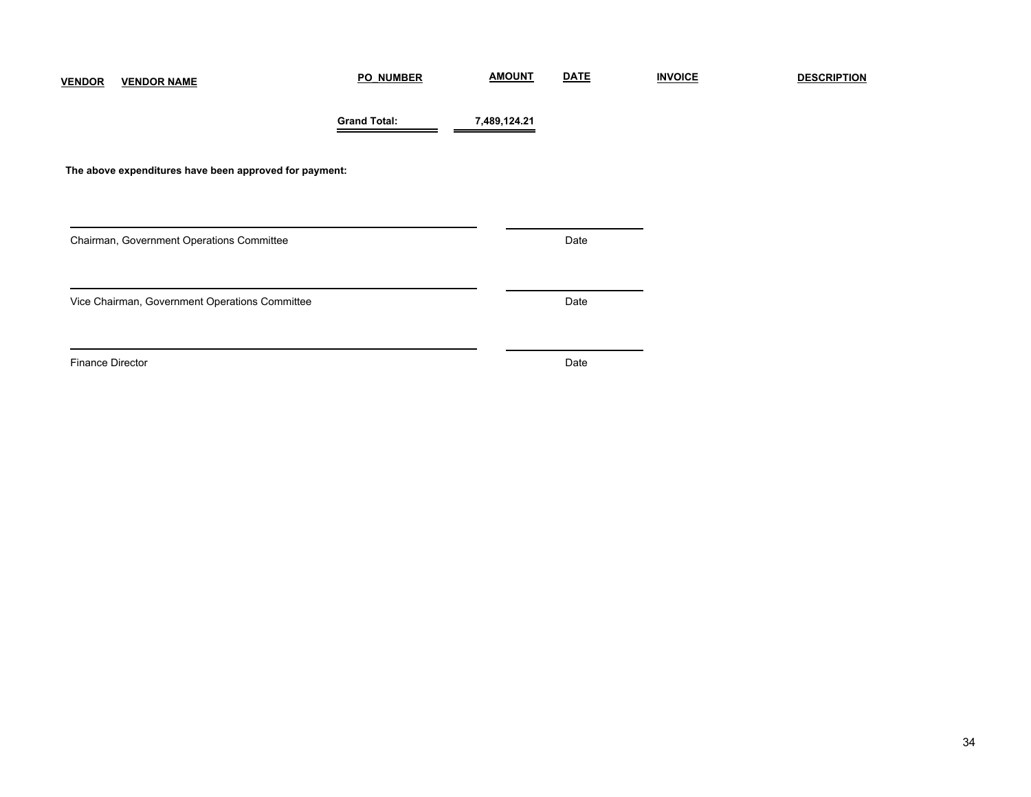| VENDOR | VENDOR NAME | PO_NUMBER | AMOUNT | DATE | INVOICE | DESCRIPTION |
|---|---|---|---|---|---|---|
| | | **Grand Total:** | **7,489,124.21** | | | |

**The above expenditures have been approved for payment:**

Chairman, Government Operations Committee — Date

Vice Chairman, Government Operations Committee — Date

Finance Director — Date